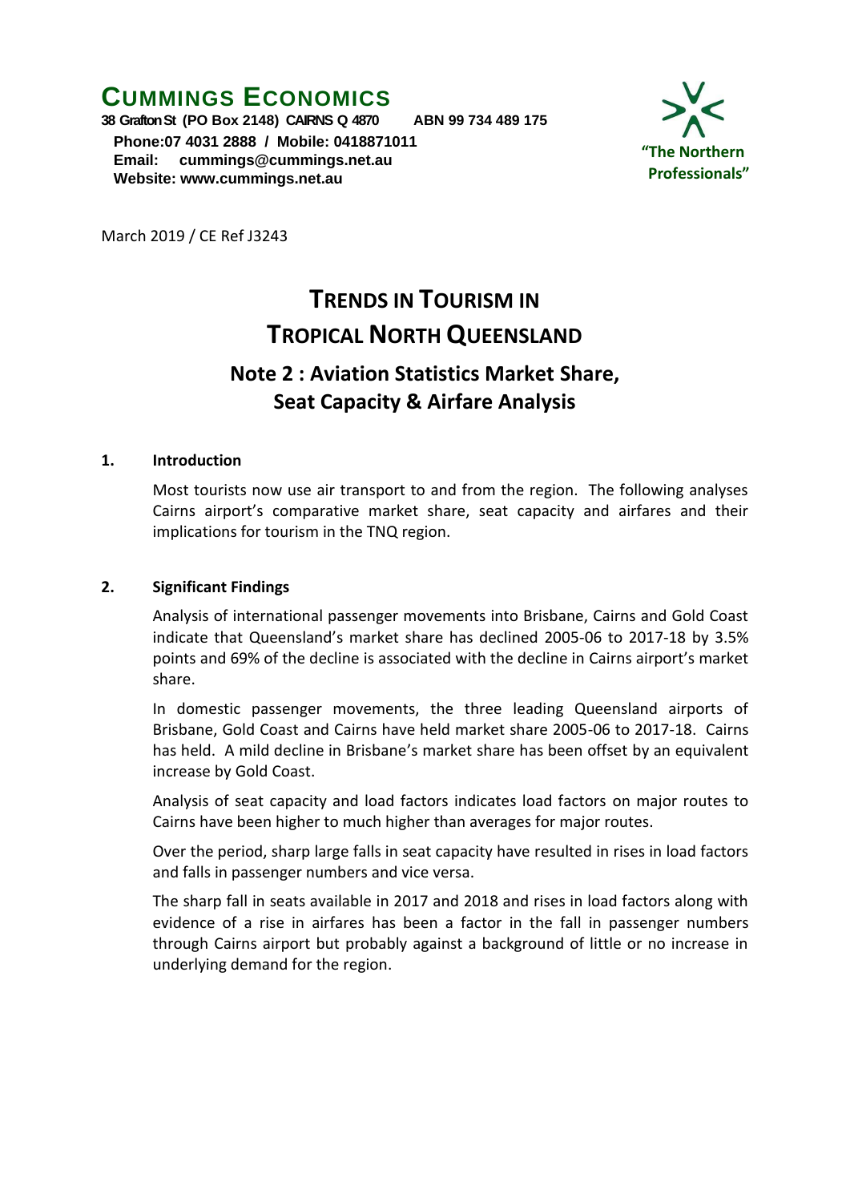# CUMMINGS ECONOMICS

**38 Grafton St (PO Box 2148) CAIRNS Q 4870 ABN 99 734 489 175**
**Phone:07 4031 2888 / Mobile: 0418871011**
**Email: cummings@cummings.net.au**
**Website: www.cummings.net.au**

**"The Northern Professionals"**

March 2019 / CE Ref J3243

# TRENDS IN TOURISM IN TROPICAL NORTH QUEENSLAND

## Note 2 : Aviation Statistics Market Share, Seat Capacity & Airfare Analysis

### 1. Introduction

Most tourists now use air transport to and from the region. The following analyses Cairns airport's comparative market share, seat capacity and airfares and their implications for tourism in the TNQ region.

### 2. Significant Findings

Analysis of international passenger movements into Brisbane, Cairns and Gold Coast indicate that Queensland's market share has declined 2005-06 to 2017-18 by 3.5% points and 69% of the decline is associated with the decline in Cairns airport's market share.

In domestic passenger movements, the three leading Queensland airports of Brisbane, Gold Coast and Cairns have held market share 2005-06 to 2017-18. Cairns has held. A mild decline in Brisbane's market share has been offset by an equivalent increase by Gold Coast.

Analysis of seat capacity and load factors indicates load factors on major routes to Cairns have been higher to much higher than averages for major routes.

Over the period, sharp large falls in seat capacity have resulted in rises in load factors and falls in passenger numbers and vice versa.

The sharp fall in seats available in 2017 and 2018 and rises in load factors along with evidence of a rise in airfares has been a factor in the fall in passenger numbers through Cairns airport but probably against a background of little or no increase in underlying demand for the region.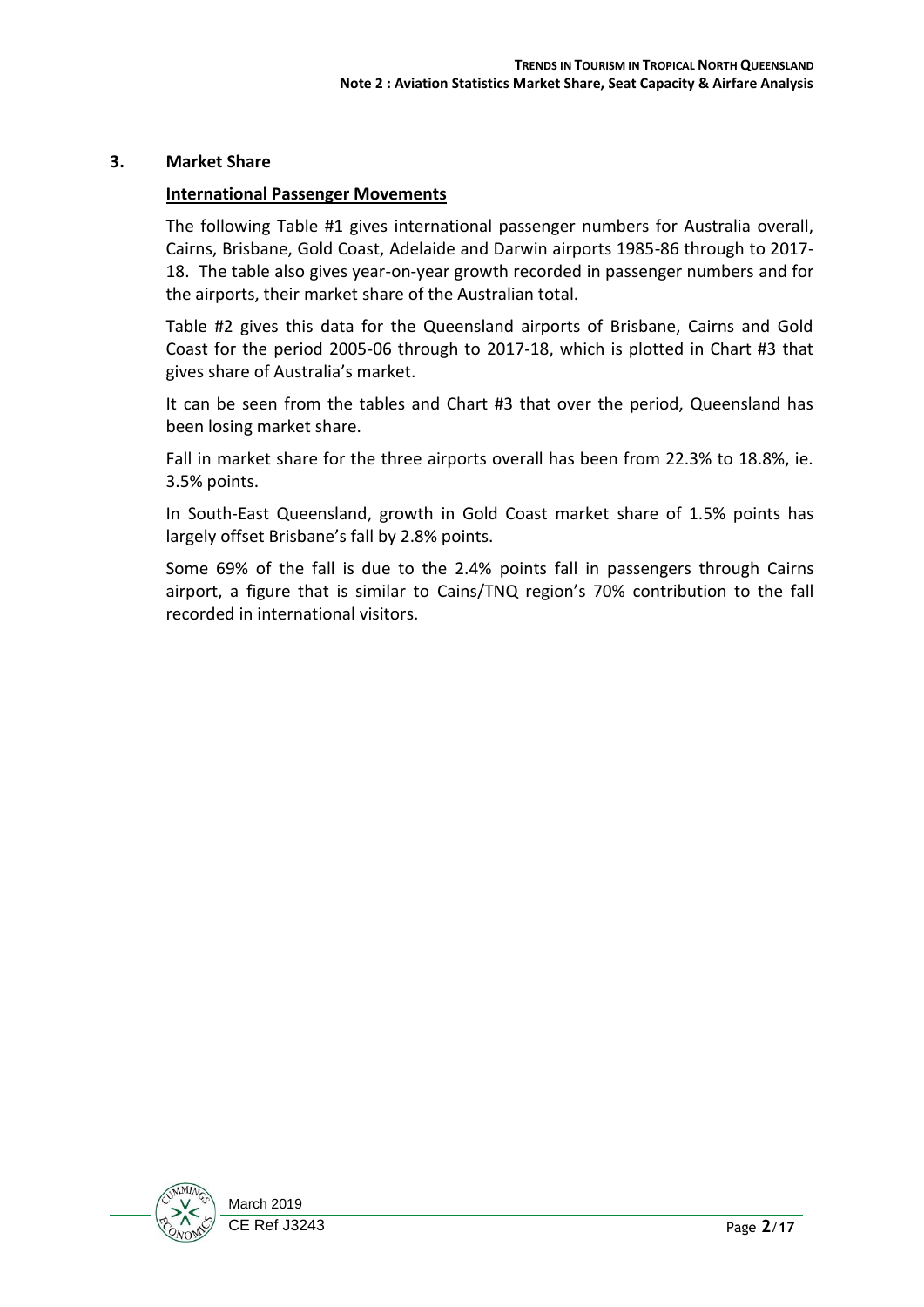## 3. Market Share

**International Passenger Movements**

The following Table #1 gives international passenger numbers for Australia overall, Cairns, Brisbane, Gold Coast, Adelaide and Darwin airports 1985-86 through to 2017-18. The table also gives year-on-year growth recorded in passenger numbers and for the airports, their market share of the Australian total.

Table #2 gives this data for the Queensland airports of Brisbane, Cairns and Gold Coast for the period 2005-06 through to 2017-18, which is plotted in Chart #3 that gives share of Australia's market.

It can be seen from the tables and Chart #3 that over the period, Queensland has been losing market share.

Fall in market share for the three airports overall has been from 22.3% to 18.8%, ie. 3.5% points.

In South-East Queensland, growth in Gold Coast market share of 1.5% points has largely offset Brisbane's fall by 2.8% points.

Some 69% of the fall is due to the 2.4% points fall in passengers through Cairns airport, a figure that is similar to Cains/TNQ region's 70% contribution to the fall recorded in international visitors.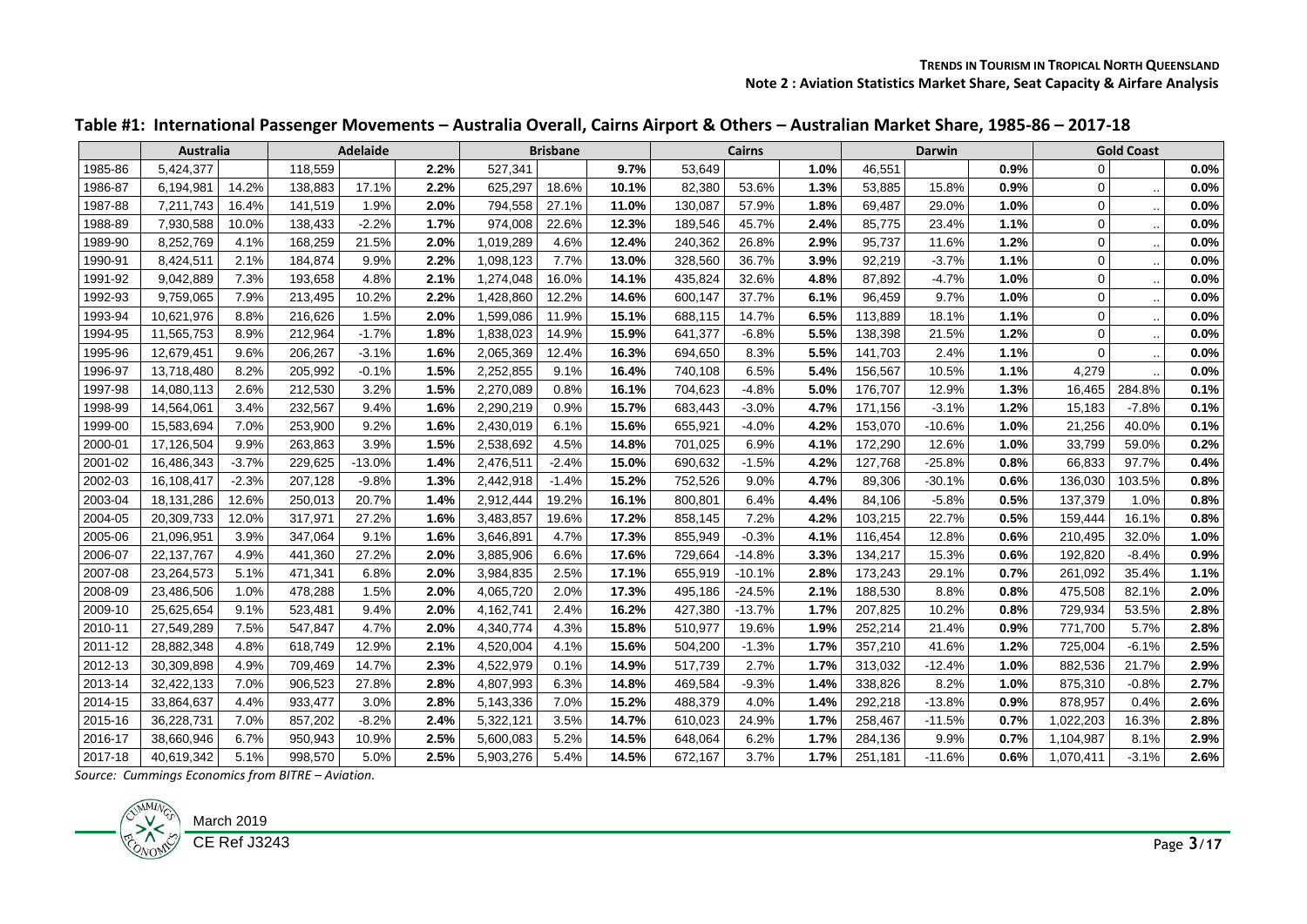## Table #1: International Passenger Movements – Australia Overall, Cairns Airport & Others – Australian Market Share, 1985-86 – 2017-18

| | Australia | | Adelaide | | | Brisbane | | | Cairns | | | Darwin | | | Gold Coast | | |
|---|---|---|---|---|---|---|---|---|---|---|---|---|---|---|---|---|---|
| 1985-86 | 5,424,377 | | 118,559 | | **2.2%** | 527,341 | | **9.7%** | 53,649 | | **1.0%** | 46,551 | | **0.9%** | 0 | | **0.0%** |
| 1986-87 | 6,194,981 | 14.2% | 138,883 | 17.1% | **2.2%** | 625,297 | 18.6% | **10.1%** | 82,380 | 53.6% | **1.3%** | 53,885 | 15.8% | **0.9%** | 0 | .. | **0.0%** |
| 1987-88 | 7,211,743 | 16.4% | 141,519 | 1.9% | **2.0%** | 794,558 | 27.1% | **11.0%** | 130,087 | 57.9% | **1.8%** | 69,487 | 29.0% | **1.0%** | 0 | .. | **0.0%** |
| 1988-89 | 7,930,588 | 10.0% | 138,433 | -2.2% | **1.7%** | 974,008 | 22.6% | **12.3%** | 189,546 | 45.7% | **2.4%** | 85,775 | 23.4% | **1.1%** | 0 | .. | **0.0%** |
| 1989-90 | 8,252,769 | 4.1% | 168,259 | 21.5% | **2.0%** | 1,019,289 | 4.6% | **12.4%** | 240,362 | 26.8% | **2.9%** | 95,737 | 11.6% | **1.2%** | 0 | .. | **0.0%** |
| 1990-91 | 8,424,511 | 2.1% | 184,874 | 9.9% | **2.2%** | 1,098,123 | 7.7% | **13.0%** | 328,560 | 36.7% | **3.9%** | 92,219 | -3.7% | **1.1%** | 0 | .. | **0.0%** |
| 1991-92 | 9,042,889 | 7.3% | 193,658 | 4.8% | **2.1%** | 1,274,048 | 16.0% | **14.1%** | 435,824 | 32.6% | **4.8%** | 87,892 | -4.7% | **1.0%** | 0 | .. | **0.0%** |
| 1992-93 | 9,759,065 | 7.9% | 213,495 | 10.2% | **2.2%** | 1,428,860 | 12.2% | **14.6%** | 600,147 | 37.7% | **6.1%** | 96,459 | 9.7% | **1.0%** | 0 | .. | **0.0%** |
| 1993-94 | 10,621,976 | 8.8% | 216,626 | 1.5% | **2.0%** | 1,599,086 | 11.9% | **15.1%** | 688,115 | 14.7% | **6.5%** | 113,889 | 18.1% | **1.1%** | 0 | .. | **0.0%** |
| 1994-95 | 11,565,753 | 8.9% | 212,964 | -1.7% | **1.8%** | 1,838,023 | 14.9% | **15.9%** | 641,377 | -6.8% | **5.5%** | 138,398 | 21.5% | **1.2%** | 0 | .. | **0.0%** |
| 1995-96 | 12,679,451 | 9.6% | 206,267 | -3.1% | **1.6%** | 2,065,369 | 12.4% | **16.3%** | 694,650 | 8.3% | **5.5%** | 141,703 | 2.4% | **1.1%** | 0 | .. | **0.0%** |
| 1996-97 | 13,718,480 | 8.2% | 205,992 | -0.1% | **1.5%** | 2,252,855 | 9.1% | **16.4%** | 740,108 | 6.5% | **5.4%** | 156,567 | 10.5% | **1.1%** | 4,279 | .. | **0.0%** |
| 1997-98 | 14,080,113 | 2.6% | 212,530 | 3.2% | **1.5%** | 2,270,089 | 0.8% | **16.1%** | 704,623 | -4.8% | **5.0%** | 176,707 | 12.9% | **1.3%** | 16,465 | 284.8% | **0.1%** |
| 1998-99 | 14,564,061 | 3.4% | 232,567 | 9.4% | **1.6%** | 2,290,219 | 0.9% | **15.7%** | 683,443 | -3.0% | **4.7%** | 171,156 | -3.1% | **1.2%** | 15,183 | -7.8% | **0.1%** |
| 1999-00 | 15,583,694 | 7.0% | 253,900 | 9.2% | **1.6%** | 2,430,019 | 6.1% | **15.6%** | 655,921 | -4.0% | **4.2%** | 153,070 | -10.6% | **1.0%** | 21,256 | 40.0% | **0.1%** |
| 2000-01 | 17,126,504 | 9.9% | 263,863 | 3.9% | **1.5%** | 2,538,692 | 4.5% | **14.8%** | 701,025 | 6.9% | **4.1%** | 172,290 | 12.6% | **1.0%** | 33,799 | 59.0% | **0.2%** |
| 2001-02 | 16,486,343 | -3.7% | 229,625 | -13.0% | **1.4%** | 2,476,511 | -2.4% | **15.0%** | 690,632 | -1.5% | **4.2%** | 127,768 | -25.8% | **0.8%** | 66,833 | 97.7% | **0.4%** |
| 2002-03 | 16,108,417 | -2.3% | 207,128 | -9.8% | **1.3%** | 2,442,918 | -1.4% | **15.2%** | 752,526 | 9.0% | **4.7%** | 89,306 | -30.1% | **0.6%** | 136,030 | 103.5% | **0.8%** |
| 2003-04 | 18,131,286 | 12.6% | 250,013 | 20.7% | **1.4%** | 2,912,444 | 19.2% | **16.1%** | 800,801 | 6.4% | **4.4%** | 84,106 | -5.8% | **0.5%** | 137,379 | 1.0% | **0.8%** |
| 2004-05 | 20,309,733 | 12.0% | 317,971 | 27.2% | **1.6%** | 3,483,857 | 19.6% | **17.2%** | 858,145 | 7.2% | **4.2%** | 103,215 | 22.7% | **0.5%** | 159,444 | 16.1% | **0.8%** |
| 2005-06 | 21,096,951 | 3.9% | 347,064 | 9.1% | **1.6%** | 3,646,891 | 4.7% | **17.3%** | 855,949 | -0.3% | **4.1%** | 116,454 | 12.8% | **0.6%** | 210,495 | 32.0% | **1.0%** |
| 2006-07 | 22,137,767 | 4.9% | 441,360 | 27.2% | **2.0%** | 3,885,906 | 6.6% | **17.6%** | 729,664 | -14.8% | **3.3%** | 134,217 | 15.3% | **0.6%** | 192,820 | -8.4% | **0.9%** |
| 2007-08 | 23,264,573 | 5.1% | 471,341 | 6.8% | **2.0%** | 3,984,835 | 2.5% | **17.1%** | 655,919 | -10.1% | **2.8%** | 173,243 | 29.1% | **0.7%** | 261,092 | 35.4% | **1.1%** |
| 2008-09 | 23,486,506 | 1.0% | 478,288 | 1.5% | **2.0%** | 4,065,720 | 2.0% | **17.3%** | 495,186 | -24.5% | **2.1%** | 188,530 | 8.8% | **0.8%** | 475,508 | 82.1% | **2.0%** |
| 2009-10 | 25,625,654 | 9.1% | 523,481 | 9.4% | **2.0%** | 4,162,741 | 2.4% | **16.2%** | 427,380 | -13.7% | **1.7%** | 207,825 | 10.2% | **0.8%** | 729,934 | 53.5% | **2.8%** |
| 2010-11 | 27,549,289 | 7.5% | 547,847 | 4.7% | **2.0%** | 4,340,774 | 4.3% | **15.8%** | 510,977 | 19.6% | **1.9%** | 252,214 | 21.4% | **0.9%** | 771,700 | 5.7% | **2.8%** |
| 2011-12 | 28,882,348 | 4.8% | 618,749 | 12.9% | **2.1%** | 4,520,004 | 4.1% | **15.6%** | 504,200 | -1.3% | **1.7%** | 357,210 | 41.6% | **1.2%** | 725,004 | -6.1% | **2.5%** |
| 2012-13 | 30,309,898 | 4.9% | 709,469 | 14.7% | **2.3%** | 4,522,979 | 0.1% | **14.9%** | 517,739 | 2.7% | **1.7%** | 313,032 | -12.4% | **1.0%** | 882,536 | 21.7% | **2.9%** |
| 2013-14 | 32,422,133 | 7.0% | 906,523 | 27.8% | **2.8%** | 4,807,993 | 6.3% | **14.8%** | 469,584 | -9.3% | **1.4%** | 338,826 | 8.2% | **1.0%** | 875,310 | -0.8% | **2.7%** |
| 2014-15 | 33,864,637 | 4.4% | 933,477 | 3.0% | **2.8%** | 5,143,336 | 7.0% | **15.2%** | 488,379 | 4.0% | **1.4%** | 292,218 | -13.8% | **0.9%** | 878,957 | 0.4% | **2.6%** |
| 2015-16 | 36,228,731 | 7.0% | 857,202 | -8.2% | **2.4%** | 5,322,121 | 3.5% | **14.7%** | 610,023 | 24.9% | **1.7%** | 258,467 | -11.5% | **0.7%** | 1,022,203 | 16.3% | **2.8%** |
| 2016-17 | 38,660,946 | 6.7% | 950,943 | 10.9% | **2.5%** | 5,600,083 | 5.2% | **14.5%** | 648,064 | 6.2% | **1.7%** | 284,136 | 9.9% | **0.7%** | 1,104,987 | 8.1% | **2.9%** |
| 2017-18 | 40,619,342 | 5.1% | 998,570 | 5.0% | **2.5%** | 5,903,276 | 5.4% | **14.5%** | 672,167 | 3.7% | **1.7%** | 251,181 | -11.6% | **0.6%** | 1,070,411 | -3.1% | **2.6%** |

*Source: Cummings Economics from BITRE – Aviation.*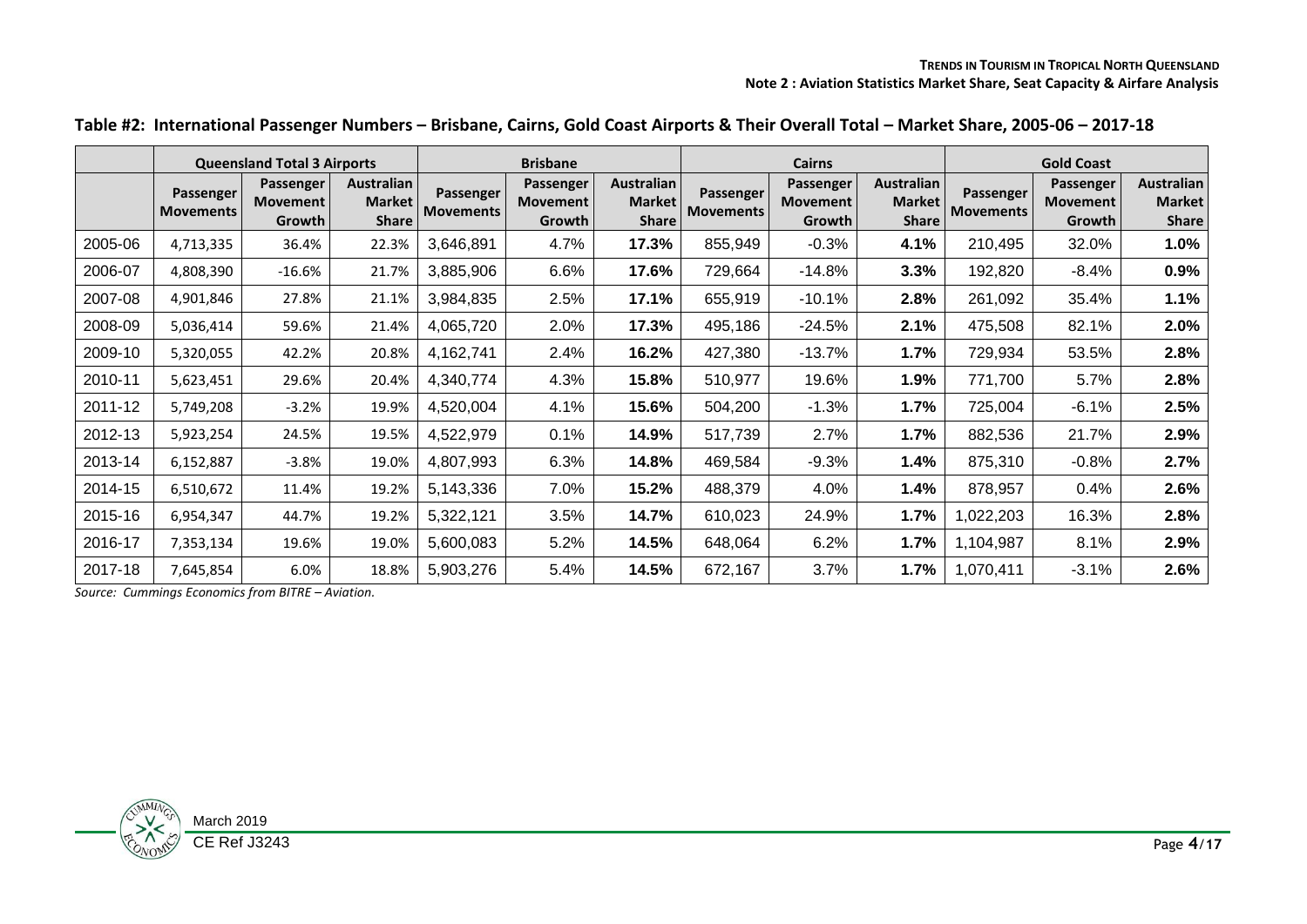**Table #2: International Passenger Numbers – Brisbane, Cairns, Gold Coast Airports & Their Overall Total – Market Share, 2005-06 – 2017-18**

| | Queensland Total 3 Airports | | | Brisbane | | | Cairns | | | Gold Coast | | |
|---|---|---|---|---|---|---|---|---|---|---|---|---|
| | Passenger Movements | Passenger Movement Growth | Australian Market Share | Passenger Movements | Passenger Movement Growth | Australian Market Share | Passenger Movements | Passenger Movement Growth | Australian Market Share | Passenger Movements | Passenger Movement Growth | Australian Market Share |
| 2005-06 | 4,713,335 | 36.4% | 22.3% | 3,646,891 | 4.7% | **17.3%** | 855,949 | -0.3% | **4.1%** | 210,495 | 32.0% | **1.0%** |
| 2006-07 | 4,808,390 | -16.6% | 21.7% | 3,885,906 | 6.6% | **17.6%** | 729,664 | -14.8% | **3.3%** | 192,820 | -8.4% | **0.9%** |
| 2007-08 | 4,901,846 | 27.8% | 21.1% | 3,984,835 | 2.5% | **17.1%** | 655,919 | -10.1% | **2.8%** | 261,092 | 35.4% | **1.1%** |
| 2008-09 | 5,036,414 | 59.6% | 21.4% | 4,065,720 | 2.0% | **17.3%** | 495,186 | -24.5% | **2.1%** | 475,508 | 82.1% | **2.0%** |
| 2009-10 | 5,320,055 | 42.2% | 20.8% | 4,162,741 | 2.4% | **16.2%** | 427,380 | -13.7% | **1.7%** | 729,934 | 53.5% | **2.8%** |
| 2010-11 | 5,623,451 | 29.6% | 20.4% | 4,340,774 | 4.3% | **15.8%** | 510,977 | 19.6% | **1.9%** | 771,700 | 5.7% | **2.8%** |
| 2011-12 | 5,749,208 | -3.2% | 19.9% | 4,520,004 | 4.1% | **15.6%** | 504,200 | -1.3% | **1.7%** | 725,004 | -6.1% | **2.5%** |
| 2012-13 | 5,923,254 | 24.5% | 19.5% | 4,522,979 | 0.1% | **14.9%** | 517,739 | 2.7% | **1.7%** | 882,536 | 21.7% | **2.9%** |
| 2013-14 | 6,152,887 | -3.8% | 19.0% | 4,807,993 | 6.3% | **14.8%** | 469,584 | -9.3% | **1.4%** | 875,310 | -0.8% | **2.7%** |
| 2014-15 | 6,510,672 | 11.4% | 19.2% | 5,143,336 | 7.0% | **15.2%** | 488,379 | 4.0% | **1.4%** | 878,957 | 0.4% | **2.6%** |
| 2015-16 | 6,954,347 | 44.7% | 19.2% | 5,322,121 | 3.5% | **14.7%** | 610,023 | 24.9% | **1.7%** | 1,022,203 | 16.3% | **2.8%** |
| 2016-17 | 7,353,134 | 19.6% | 19.0% | 5,600,083 | 5.2% | **14.5%** | 648,064 | 6.2% | **1.7%** | 1,104,987 | 8.1% | **2.9%** |
| 2017-18 | 7,645,854 | 6.0% | 18.8% | 5,903,276 | 5.4% | **14.5%** | 672,167 | 3.7% | **1.7%** | 1,070,411 | -3.1% | **2.6%** |

*Source: Cummings Economics from BITRE – Aviation.*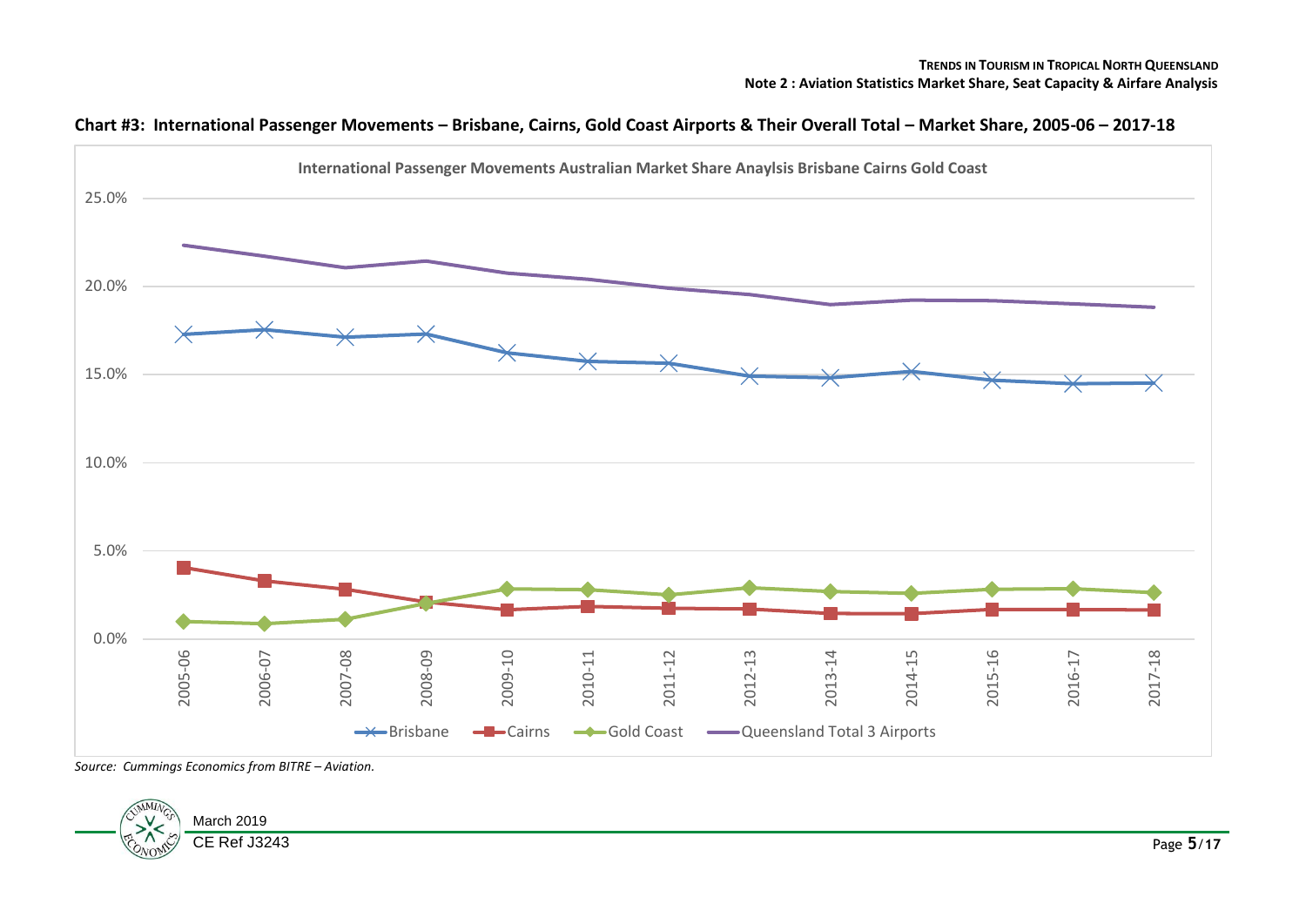**Chart #3: International Passenger Movements – Brisbane, Cairns, Gold Coast Airports & Their Overall Total – Market Share, 2005-06 – 2017-18**

*Source: Cummings Economics from BITRE – Aviation.*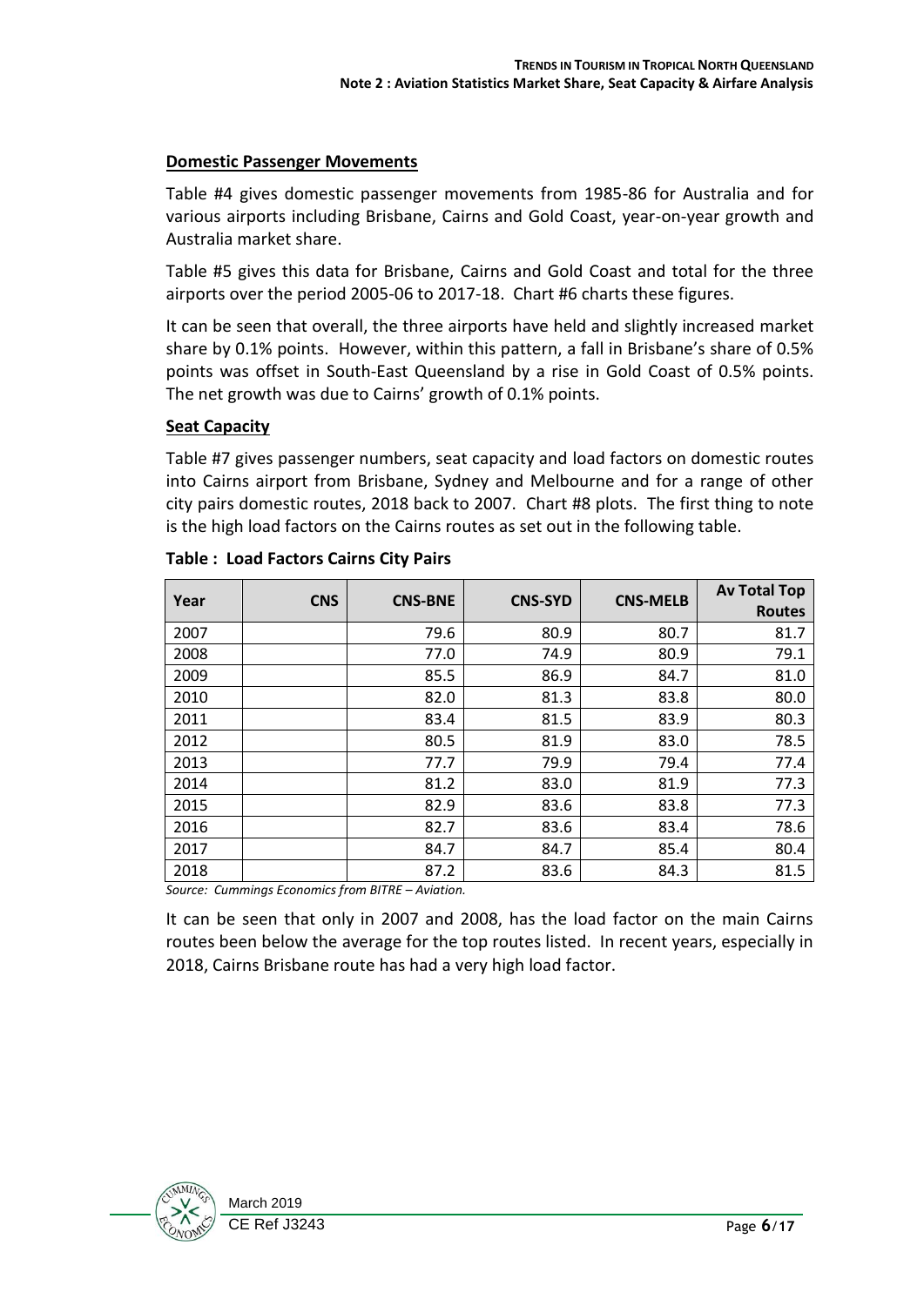**Domestic Passenger Movements**

Table #4 gives domestic passenger movements from 1985-86 for Australia and for various airports including Brisbane, Cairns and Gold Coast, year-on-year growth and Australia market share.

Table #5 gives this data for Brisbane, Cairns and Gold Coast and total for the three airports over the period 2005-06 to 2017-18. Chart #6 charts these figures.

It can be seen that overall, the three airports have held and slightly increased market share by 0.1% points. However, within this pattern, a fall in Brisbane's share of 0.5% points was offset in South-East Queensland by a rise in Gold Coast of 0.5% points. The net growth was due to Cairns' growth of 0.1% points.

**Seat Capacity**

Table #7 gives passenger numbers, seat capacity and load factors on domestic routes into Cairns airport from Brisbane, Sydney and Melbourne and for a range of other city pairs domestic routes, 2018 back to 2007. Chart #8 plots. The first thing to note is the high load factors on the Cairns routes as set out in the following table.

**Table : Load Factors Cairns City Pairs**

| Year | CNS | CNS-BNE | CNS-SYD | CNS-MELB | Av Total Top Routes |
|---|---|---|---|---|---|
| 2007 | | 79.6 | 80.9 | 80.7 | 81.7 |
| 2008 | | 77.0 | 74.9 | 80.9 | 79.1 |
| 2009 | | 85.5 | 86.9 | 84.7 | 81.0 |
| 2010 | | 82.0 | 81.3 | 83.8 | 80.0 |
| 2011 | | 83.4 | 81.5 | 83.9 | 80.3 |
| 2012 | | 80.5 | 81.9 | 83.0 | 78.5 |
| 2013 | | 77.7 | 79.9 | 79.4 | 77.4 |
| 2014 | | 81.2 | 83.0 | 81.9 | 77.3 |
| 2015 | | 82.9 | 83.6 | 83.8 | 77.3 |
| 2016 | | 82.7 | 83.6 | 83.4 | 78.6 |
| 2017 | | 84.7 | 84.7 | 85.4 | 80.4 |
| 2018 | | 87.2 | 83.6 | 84.3 | 81.5 |

*Source: Cummings Economics from BITRE – Aviation.*

It can be seen that only in 2007 and 2008, has the load factor on the main Cairns routes been below the average for the top routes listed. In recent years, especially in 2018, Cairns Brisbane route has had a very high load factor.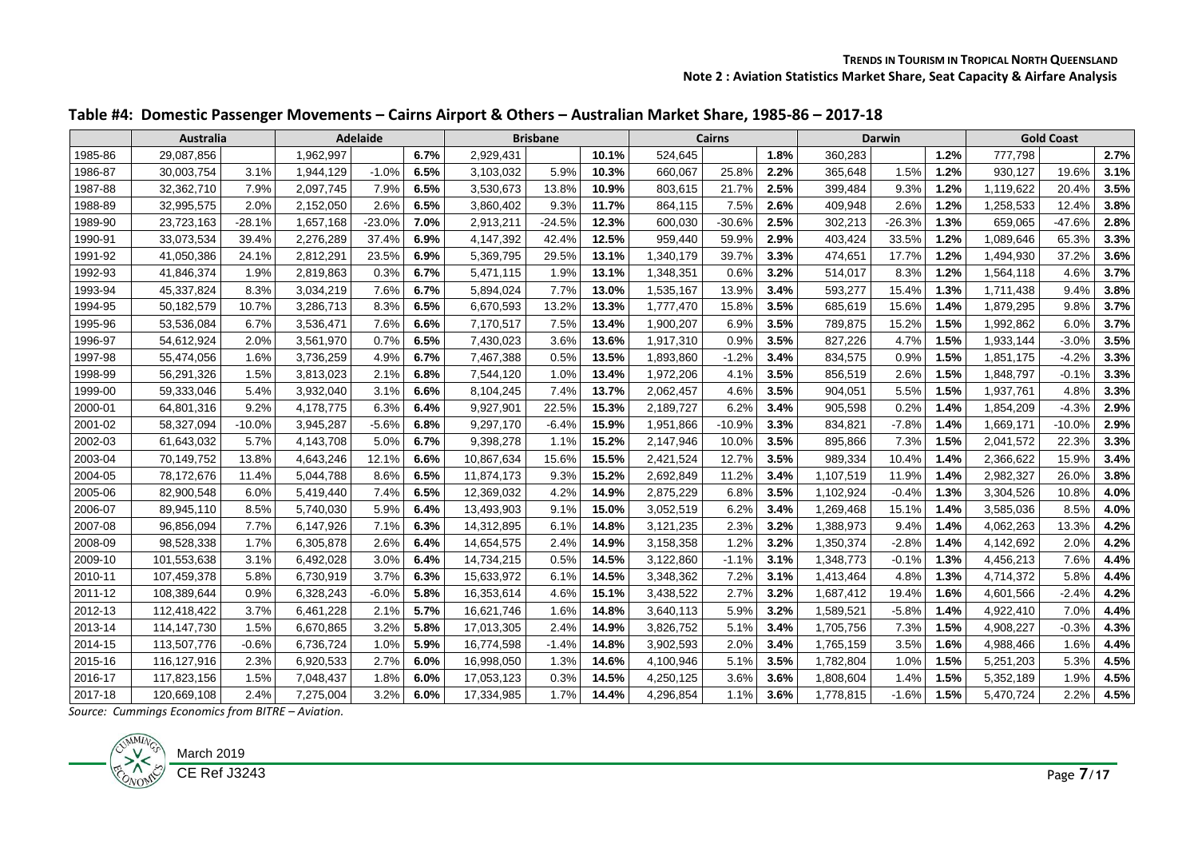## Table #4: Domestic Passenger Movements – Cairns Airport & Others – Australian Market Share, 1985-86 – 2017-18

| | Australia | | Adelaide | | | Brisbane | | | Cairns | | | Darwin | | | Gold Coast | | |
|---|---|---|---|---|---|---|---|---|---|---|---|---|---|---|---|---|---|
| 1985-86 | 29,087,856 | | 1,962,997 | | **6.7%** | 2,929,431 | | **10.1%** | 524,645 | | **1.8%** | 360,283 | | **1.2%** | 777,798 | | **2.7%** |
| 1986-87 | 30,003,754 | 3.1% | 1,944,129 | -1.0% | **6.5%** | 3,103,032 | 5.9% | **10.3%** | 660,067 | 25.8% | **2.2%** | 365,648 | 1.5% | **1.2%** | 930,127 | 19.6% | **3.1%** |
| 1987-88 | 32,362,710 | 7.9% | 2,097,745 | 7.9% | **6.5%** | 3,530,673 | 13.8% | **10.9%** | 803,615 | 21.7% | **2.5%** | 399,484 | 9.3% | **1.2%** | 1,119,622 | 20.4% | **3.5%** |
| 1988-89 | 32,995,575 | 2.0% | 2,152,050 | 2.6% | **6.5%** | 3,860,402 | 9.3% | **11.7%** | 864,115 | 7.5% | **2.6%** | 409,948 | 2.6% | **1.2%** | 1,258,533 | 12.4% | **3.8%** |
| 1989-90 | 23,723,163 | -28.1% | 1,657,168 | -23.0% | **7.0%** | 2,913,211 | -24.5% | **12.3%** | 600,030 | -30.6% | **2.5%** | 302,213 | -26.3% | **1.3%** | 659,065 | -47.6% | **2.8%** |
| 1990-91 | 33,073,534 | 39.4% | 2,276,289 | 37.4% | **6.9%** | 4,147,392 | 42.4% | **12.5%** | 959,440 | 59.9% | **2.9%** | 403,424 | 33.5% | **1.2%** | 1,089,646 | 65.3% | **3.3%** |
| 1991-92 | 41,050,386 | 24.1% | 2,812,291 | 23.5% | **6.9%** | 5,369,795 | 29.5% | **13.1%** | 1,340,179 | 39.7% | **3.3%** | 474,651 | 17.7% | **1.2%** | 1,494,930 | 37.2% | **3.6%** |
| 1992-93 | 41,846,374 | 1.9% | 2,819,863 | 0.3% | **6.7%** | 5,471,115 | 1.9% | **13.1%** | 1,348,351 | 0.6% | **3.2%** | 514,017 | 8.3% | **1.2%** | 1,564,118 | 4.6% | **3.7%** |
| 1993-94 | 45,337,824 | 8.3% | 3,034,219 | 7.6% | **6.7%** | 5,894,024 | 7.7% | **13.0%** | 1,535,167 | 13.9% | **3.4%** | 593,277 | 15.4% | **1.3%** | 1,711,438 | 9.4% | **3.8%** |
| 1994-95 | 50,182,579 | 10.7% | 3,286,713 | 8.3% | **6.5%** | 6,670,593 | 13.2% | **13.3%** | 1,777,470 | 15.8% | **3.5%** | 685,619 | 15.6% | **1.4%** | 1,879,295 | 9.8% | **3.7%** |
| 1995-96 | 53,536,084 | 6.7% | 3,536,471 | 7.6% | **6.6%** | 7,170,517 | 7.5% | **13.4%** | 1,900,207 | 6.9% | **3.5%** | 789,875 | 15.2% | **1.5%** | 1,992,862 | 6.0% | **3.7%** |
| 1996-97 | 54,612,924 | 2.0% | 3,561,970 | 0.7% | **6.5%** | 7,430,023 | 3.6% | **13.6%** | 1,917,310 | 0.9% | **3.5%** | 827,226 | 4.7% | **1.5%** | 1,933,144 | -3.0% | **3.5%** |
| 1997-98 | 55,474,056 | 1.6% | 3,736,259 | 4.9% | **6.7%** | 7,467,388 | 0.5% | **13.5%** | 1,893,860 | -1.2% | **3.4%** | 834,575 | 0.9% | **1.5%** | 1,851,175 | -4.2% | **3.3%** |
| 1998-99 | 56,291,326 | 1.5% | 3,813,023 | 2.1% | **6.8%** | 7,544,120 | 1.0% | **13.4%** | 1,972,206 | 4.1% | **3.5%** | 856,519 | 2.6% | **1.5%** | 1,848,797 | -0.1% | **3.3%** |
| 1999-00 | 59,333,046 | 5.4% | 3,932,040 | 3.1% | **6.6%** | 8,104,245 | 7.4% | **13.7%** | 2,062,457 | 4.6% | **3.5%** | 904,051 | 5.5% | **1.5%** | 1,937,761 | 4.8% | **3.3%** |
| 2000-01 | 64,801,316 | 9.2% | 4,178,775 | 6.3% | **6.4%** | 9,927,901 | 22.5% | **15.3%** | 2,189,727 | 6.2% | **3.4%** | 905,598 | 0.2% | **1.4%** | 1,854,209 | -4.3% | **2.9%** |
| 2001-02 | 58,327,094 | -10.0% | 3,945,287 | -5.6% | **6.8%** | 9,297,170 | -6.4% | **15.9%** | 1,951,866 | -10.9% | **3.3%** | 834,821 | -7.8% | **1.4%** | 1,669,171 | -10.0% | **2.9%** |
| 2002-03 | 61,643,032 | 5.7% | 4,143,708 | 5.0% | **6.7%** | 9,398,278 | 1.1% | **15.2%** | 2,147,946 | 10.0% | **3.5%** | 895,866 | 7.3% | **1.5%** | 2,041,572 | 22.3% | **3.3%** |
| 2003-04 | 70,149,752 | 13.8% | 4,643,246 | 12.1% | **6.6%** | 10,867,634 | 15.6% | **15.5%** | 2,421,524 | 12.7% | **3.5%** | 989,334 | 10.4% | **1.4%** | 2,366,622 | 15.9% | **3.4%** |
| 2004-05 | 78,172,676 | 11.4% | 5,044,788 | 8.6% | **6.5%** | 11,874,173 | 9.3% | **15.2%** | 2,692,849 | 11.2% | **3.4%** | 1,107,519 | 11.9% | **1.4%** | 2,982,327 | 26.0% | **3.8%** |
| 2005-06 | 82,900,548 | 6.0% | 5,419,440 | 7.4% | **6.5%** | 12,369,032 | 4.2% | **14.9%** | 2,875,229 | 6.8% | **3.5%** | 1,102,924 | -0.4% | **1.3%** | 3,304,526 | 10.8% | **4.0%** |
| 2006-07 | 89,945,110 | 8.5% | 5,740,030 | 5.9% | **6.4%** | 13,493,903 | 9.1% | **15.0%** | 3,052,519 | 6.2% | **3.4%** | 1,269,468 | 15.1% | **1.4%** | 3,585,036 | 8.5% | **4.0%** |
| 2007-08 | 96,856,094 | 7.7% | 6,147,926 | 7.1% | **6.3%** | 14,312,895 | 6.1% | **14.8%** | 3,121,235 | 2.3% | **3.2%** | 1,388,973 | 9.4% | **1.4%** | 4,062,263 | 13.3% | **4.2%** |
| 2008-09 | 98,528,338 | 1.7% | 6,305,878 | 2.6% | **6.4%** | 14,654,575 | 2.4% | **14.9%** | 3,158,358 | 1.2% | **3.2%** | 1,350,374 | -2.8% | **1.4%** | 4,142,692 | 2.0% | **4.2%** |
| 2009-10 | 101,553,638 | 3.1% | 6,492,028 | 3.0% | **6.4%** | 14,734,215 | 0.5% | **14.5%** | 3,122,860 | -1.1% | **3.1%** | 1,348,773 | -0.1% | **1.3%** | 4,456,213 | 7.6% | **4.4%** |
| 2010-11 | 107,459,378 | 5.8% | 6,730,919 | 3.7% | **6.3%** | 15,633,972 | 6.1% | **14.5%** | 3,348,362 | 7.2% | **3.1%** | 1,413,464 | 4.8% | **1.3%** | 4,714,372 | 5.8% | **4.4%** |
| 2011-12 | 108,389,644 | 0.9% | 6,328,243 | -6.0% | **5.8%** | 16,353,614 | 4.6% | **15.1%** | 3,438,522 | 2.7% | **3.2%** | 1,687,412 | 19.4% | **1.6%** | 4,601,566 | -2.4% | **4.2%** |
| 2012-13 | 112,418,422 | 3.7% | 6,461,228 | 2.1% | **5.7%** | 16,621,746 | 1.6% | **14.8%** | 3,640,113 | 5.9% | **3.2%** | 1,589,521 | -5.8% | **1.4%** | 4,922,410 | 7.0% | **4.4%** |
| 2013-14 | 114,147,730 | 1.5% | 6,670,865 | 3.2% | **5.8%** | 17,013,305 | 2.4% | **14.9%** | 3,826,752 | 5.1% | **3.4%** | 1,705,756 | 7.3% | **1.5%** | 4,908,227 | -0.3% | **4.3%** |
| 2014-15 | 113,507,776 | -0.6% | 6,736,724 | 1.0% | **5.9%** | 16,774,598 | -1.4% | **14.8%** | 3,902,593 | 2.0% | **3.4%** | 1,765,159 | 3.5% | **1.6%** | 4,988,466 | 1.6% | **4.4%** |
| 2015-16 | 116,127,916 | 2.3% | 6,920,533 | 2.7% | **6.0%** | 16,998,050 | 1.3% | **14.6%** | 4,100,946 | 5.1% | **3.5%** | 1,782,804 | 1.0% | **1.5%** | 5,251,203 | 5.3% | **4.5%** |
| 2016-17 | 117,823,156 | 1.5% | 7,048,437 | 1.8% | **6.0%** | 17,053,123 | 0.3% | **14.5%** | 4,250,125 | 3.6% | **3.6%** | 1,808,604 | 1.4% | **1.5%** | 5,352,189 | 1.9% | **4.5%** |
| 2017-18 | 120,669,108 | 2.4% | 7,275,004 | 3.2% | **6.0%** | 17,334,985 | 1.7% | **14.4%** | 4,296,854 | 1.1% | **3.6%** | 1,778,815 | -1.6% | **1.5%** | 5,470,724 | 2.2% | **4.5%** |

*Source: Cummings Economics from BITRE – Aviation.*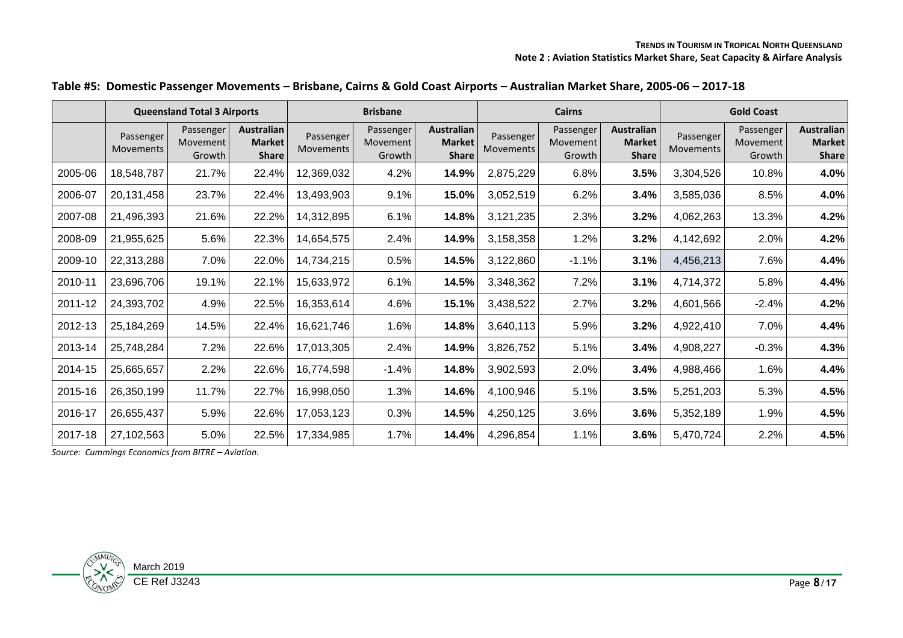**Table #5: Domestic Passenger Movements – Brisbane, Cairns & Gold Coast Airports – Australian Market Share, 2005-06 – 2017-18**

| | Queensland Total 3 Airports | | | Brisbane | | | Cairns | | | Gold Coast | | |
|---|---|---|---|---|---|---|---|---|---|---|---|---|
| | Passenger Movements | Passenger Movement Growth | **Australian Market Share** | Passenger Movements | Passenger Movement Growth | **Australian Market Share** | Passenger Movements | Passenger Movement Growth | **Australian Market Share** | Passenger Movements | Passenger Movement Growth | **Australian Market Share** |
| 2005-06 | 18,548,787 | 21.7% | 22.4% | 12,369,032 | 4.2% | **14.9%** | 2,875,229 | 6.8% | **3.5%** | 3,304,526 | 10.8% | **4.0%** |
| 2006-07 | 20,131,458 | 23.7% | 22.4% | 13,493,903 | 9.1% | **15.0%** | 3,052,519 | 6.2% | **3.4%** | 3,585,036 | 8.5% | **4.0%** |
| 2007-08 | 21,496,393 | 21.6% | 22.2% | 14,312,895 | 6.1% | **14.8%** | 3,121,235 | 2.3% | **3.2%** | 4,062,263 | 13.3% | **4.2%** |
| 2008-09 | 21,955,625 | 5.6% | 22.3% | 14,654,575 | 2.4% | **14.9%** | 3,158,358 | 1.2% | **3.2%** | 4,142,692 | 2.0% | **4.2%** |
| 2009-10 | 22,313,288 | 7.0% | 22.0% | 14,734,215 | 0.5% | **14.5%** | 3,122,860 | -1.1% | **3.1%** | 4,456,213 | 7.6% | **4.4%** |
| 2010-11 | 23,696,706 | 19.1% | 22.1% | 15,633,972 | 6.1% | **14.5%** | 3,348,362 | 7.2% | **3.1%** | 4,714,372 | 5.8% | **4.4%** |
| 2011-12 | 24,393,702 | 4.9% | 22.5% | 16,353,614 | 4.6% | **15.1%** | 3,438,522 | 2.7% | **3.2%** | 4,601,566 | -2.4% | **4.2%** |
| 2012-13 | 25,184,269 | 14.5% | 22.4% | 16,621,746 | 1.6% | **14.8%** | 3,640,113 | 5.9% | **3.2%** | 4,922,410 | 7.0% | **4.4%** |
| 2013-14 | 25,748,284 | 7.2% | 22.6% | 17,013,305 | 2.4% | **14.9%** | 3,826,752 | 5.1% | **3.4%** | 4,908,227 | -0.3% | **4.3%** |
| 2014-15 | 25,665,657 | 2.2% | 22.6% | 16,774,598 | -1.4% | **14.8%** | 3,902,593 | 2.0% | **3.4%** | 4,988,466 | 1.6% | **4.4%** |
| 2015-16 | 26,350,199 | 11.7% | 22.7% | 16,998,050 | 1.3% | **14.6%** | 4,100,946 | 5.1% | **3.5%** | 5,251,203 | 5.3% | **4.5%** |
| 2016-17 | 26,655,437 | 5.9% | 22.6% | 17,053,123 | 0.3% | **14.5%** | 4,250,125 | 3.6% | **3.6%** | 5,352,189 | 1.9% | **4.5%** |
| 2017-18 | 27,102,563 | 5.0% | 22.5% | 17,334,985 | 1.7% | **14.4%** | 4,296,854 | 1.1% | **3.6%** | 5,470,724 | 2.2% | **4.5%** |

*Source: Cummings Economics from BITRE – Aviation.*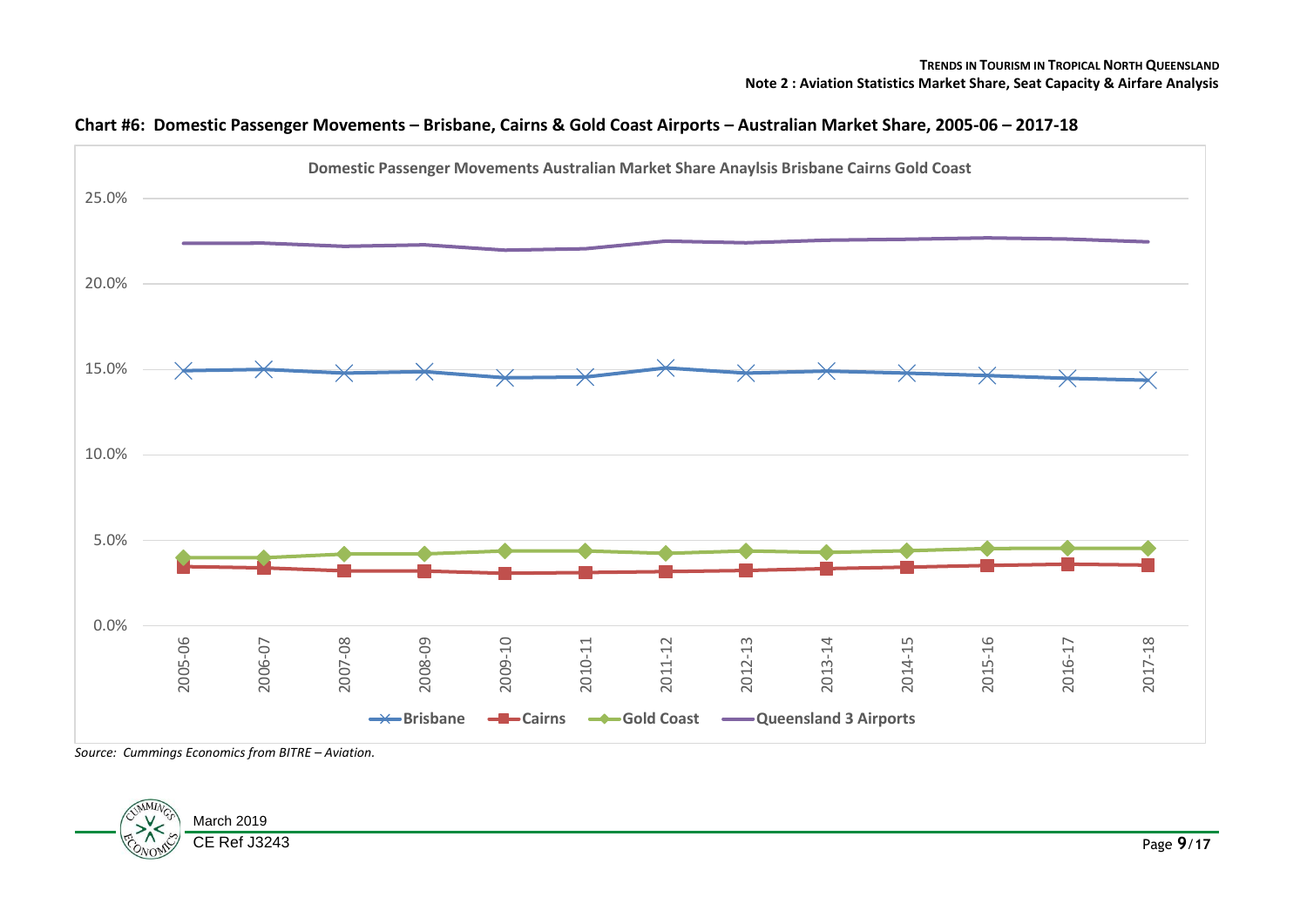**Chart #6: Domestic Passenger Movements – Brisbane, Cairns & Gold Coast Airports – Australian Market Share, 2005-06 – 2017-18**

*Source: Cummings Economics from BITRE – Aviation.*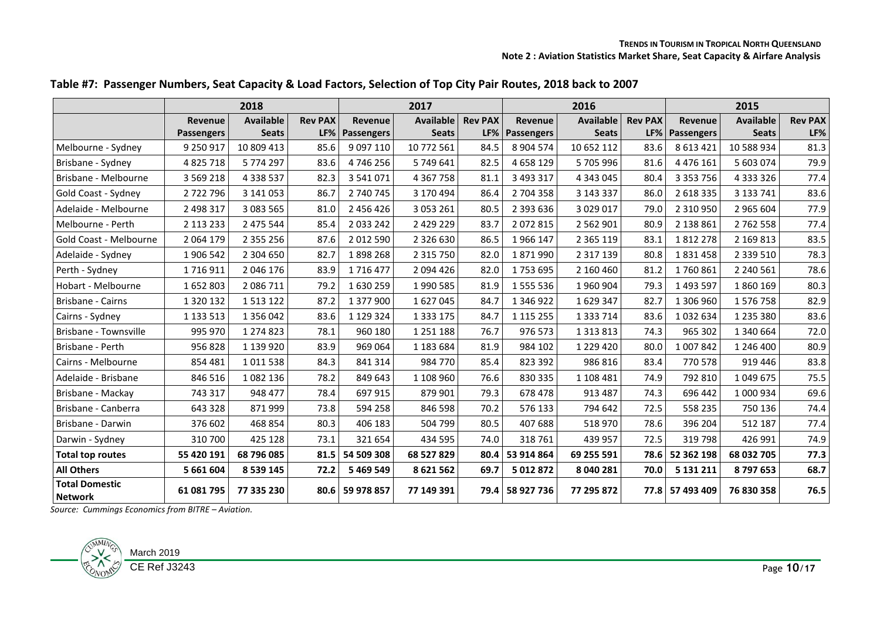**Table #7: Passenger Numbers, Seat Capacity & Load Factors, Selection of Top City Pair Routes, 2018 back to 2007**

| | 2018 | | | 2017 | | | 2016 | | | 2015 | | |
|---|---|---|---|---|---|---|---|---|---|---|---|---|
| | **Revenue Passengers** | **Available Seats** | **Rev PAX LF%** | **Revenue Passengers** | **Available Seats** | **Rev PAX LF%** | **Revenue Passengers** | **Available Seats** | **Rev PAX LF%** | **Revenue Passengers** | **Available Seats** | **Rev PAX LF%** |
| Melbourne - Sydney | 9 250 917 | 10 809 413 | 85.6 | 9 097 110 | 10 772 561 | 84.5 | 8 904 574 | 10 652 112 | 83.6 | 8 613 421 | 10 588 934 | 81.3 |
| Brisbane - Sydney | 4 825 718 | 5 774 297 | 83.6 | 4 746 256 | 5 749 641 | 82.5 | 4 658 129 | 5 705 996 | 81.6 | 4 476 161 | 5 603 074 | 79.9 |
| Brisbane - Melbourne | 3 569 218 | 4 338 537 | 82.3 | 3 541 071 | 4 367 758 | 81.1 | 3 493 317 | 4 343 045 | 80.4 | 3 353 756 | 4 333 326 | 77.4 |
| Gold Coast - Sydney | 2 722 796 | 3 141 053 | 86.7 | 2 740 745 | 3 170 494 | 86.4 | 2 704 358 | 3 143 337 | 86.0 | 2 618 335 | 3 133 741 | 83.6 |
| Adelaide - Melbourne | 2 498 317 | 3 083 565 | 81.0 | 2 456 426 | 3 053 261 | 80.5 | 2 393 636 | 3 029 017 | 79.0 | 2 310 950 | 2 965 604 | 77.9 |
| Melbourne - Perth | 2 113 233 | 2 475 544 | 85.4 | 2 033 242 | 2 429 229 | 83.7 | 2 072 815 | 2 562 901 | 80.9 | 2 138 861 | 2 762 558 | 77.4 |
| Gold Coast - Melbourne | 2 064 179 | 2 355 256 | 87.6 | 2 012 590 | 2 326 630 | 86.5 | 1 966 147 | 2 365 119 | 83.1 | 1 812 278 | 2 169 813 | 83.5 |
| Adelaide - Sydney | 1 906 542 | 2 304 650 | 82.7 | 1 898 268 | 2 315 750 | 82.0 | 1 871 990 | 2 317 139 | 80.8 | 1 831 458 | 2 339 510 | 78.3 |
| Perth - Sydney | 1 716 911 | 2 046 176 | 83.9 | 1 716 477 | 2 094 426 | 82.0 | 1 753 695 | 2 160 460 | 81.2 | 1 760 861 | 2 240 561 | 78.6 |
| Hobart - Melbourne | 1 652 803 | 2 086 711 | 79.2 | 1 630 259 | 1 990 585 | 81.9 | 1 555 536 | 1 960 904 | 79.3 | 1 493 597 | 1 860 169 | 80.3 |
| Brisbane - Cairns | 1 320 132 | 1 513 122 | 87.2 | 1 377 900 | 1 627 045 | 84.7 | 1 346 922 | 1 629 347 | 82.7 | 1 306 960 | 1 576 758 | 82.9 |
| Cairns - Sydney | 1 133 513 | 1 356 042 | 83.6 | 1 129 324 | 1 333 175 | 84.7 | 1 115 255 | 1 333 714 | 83.6 | 1 032 634 | 1 235 380 | 83.6 |
| Brisbane - Townsville | 995 970 | 1 274 823 | 78.1 | 960 180 | 1 251 188 | 76.7 | 976 573 | 1 313 813 | 74.3 | 965 302 | 1 340 664 | 72.0 |
| Brisbane - Perth | 956 828 | 1 139 920 | 83.9 | 969 064 | 1 183 684 | 81.9 | 984 102 | 1 229 420 | 80.0 | 1 007 842 | 1 246 400 | 80.9 |
| Cairns - Melbourne | 854 481 | 1 011 538 | 84.3 | 841 314 | 984 770 | 85.4 | 823 392 | 986 816 | 83.4 | 770 578 | 919 446 | 83.8 |
| Adelaide - Brisbane | 846 516 | 1 082 136 | 78.2 | 849 643 | 1 108 960 | 76.6 | 830 335 | 1 108 481 | 74.9 | 792 810 | 1 049 675 | 75.5 |
| Brisbane - Mackay | 743 317 | 948 477 | 78.4 | 697 915 | 879 901 | 79.3 | 678 478 | 913 487 | 74.3 | 696 442 | 1 000 934 | 69.6 |
| Brisbane - Canberra | 643 328 | 871 999 | 73.8 | 594 258 | 846 598 | 70.2 | 576 133 | 794 642 | 72.5 | 558 235 | 750 136 | 74.4 |
| Brisbane - Darwin | 376 602 | 468 854 | 80.3 | 406 183 | 504 799 | 80.5 | 407 688 | 518 970 | 78.6 | 396 204 | 512 187 | 77.4 |
| Darwin - Sydney | 310 700 | 425 128 | 73.1 | 321 654 | 434 595 | 74.0 | 318 761 | 439 957 | 72.5 | 319 798 | 426 991 | 74.9 |
| **Total top routes** | **55 420 191** | **68 796 085** | **81.5** | **54 509 308** | **68 527 829** | **80.4** | **53 914 864** | **69 255 591** | **78.6** | **52 362 198** | **68 032 705** | **77.3** |
| **All Others** | **5 661 604** | **8 539 145** | **72.2** | **5 469 549** | **8 621 562** | **69.7** | **5 012 872** | **8 040 281** | **70.0** | **5 131 211** | **8 797 653** | **68.7** |
| **Total Domestic Network** | **61 081 795** | **77 335 230** | **80.6** | **59 978 857** | **77 149 391** | **79.4** | **58 927 736** | **77 295 872** | **77.8** | **57 493 409** | **76 830 358** | **76.5** |

*Source: Cummings Economics from BITRE – Aviation.*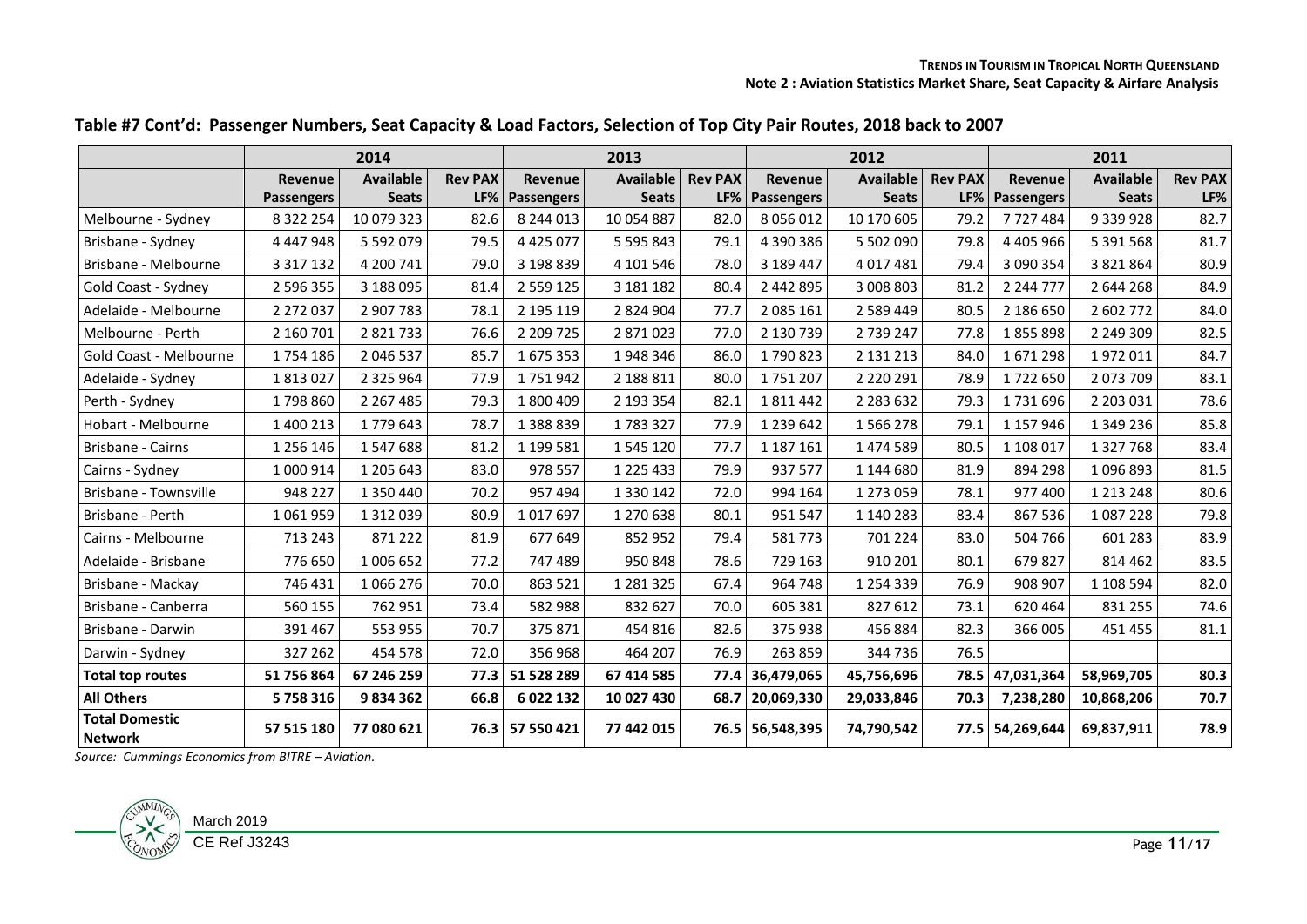## Table #7 Cont'd: Passenger Numbers, Seat Capacity & Load Factors, Selection of Top City Pair Routes, 2018 back to 2007

| | 2014 | | | 2013 | | | 2012 | | | 2011 | | |
|---|---|---|---|---|---|---|---|---|---|---|---|---|
| | Revenue Passengers | Available Seats | Rev PAX LF% | Revenue Passengers | Available Seats | Rev PAX LF% | Revenue Passengers | Available Seats | Rev PAX LF% | Revenue Passengers | Available Seats | Rev PAX LF% |
| Melbourne - Sydney | 8 322 254 | 10 079 323 | 82.6 | 8 244 013 | 10 054 887 | 82.0 | 8 056 012 | 10 170 605 | 79.2 | 7 727 484 | 9 339 928 | 82.7 |
| Brisbane - Sydney | 4 447 948 | 5 592 079 | 79.5 | 4 425 077 | 5 595 843 | 79.1 | 4 390 386 | 5 502 090 | 79.8 | 4 405 966 | 5 391 568 | 81.7 |
| Brisbane - Melbourne | 3 317 132 | 4 200 741 | 79.0 | 3 198 839 | 4 101 546 | 78.0 | 3 189 447 | 4 017 481 | 79.4 | 3 090 354 | 3 821 864 | 80.9 |
| Gold Coast - Sydney | 2 596 355 | 3 188 095 | 81.4 | 2 559 125 | 3 181 182 | 80.4 | 2 442 895 | 3 008 803 | 81.2 | 2 244 777 | 2 644 268 | 84.9 |
| Adelaide - Melbourne | 2 272 037 | 2 907 783 | 78.1 | 2 195 119 | 2 824 904 | 77.7 | 2 085 161 | 2 589 449 | 80.5 | 2 186 650 | 2 602 772 | 84.0 |
| Melbourne - Perth | 2 160 701 | 2 821 733 | 76.6 | 2 209 725 | 2 871 023 | 77.0 | 2 130 739 | 2 739 247 | 77.8 | 1 855 898 | 2 249 309 | 82.5 |
| Gold Coast - Melbourne | 1 754 186 | 2 046 537 | 85.7 | 1 675 353 | 1 948 346 | 86.0 | 1 790 823 | 2 131 213 | 84.0 | 1 671 298 | 1 972 011 | 84.7 |
| Adelaide - Sydney | 1 813 027 | 2 325 964 | 77.9 | 1 751 942 | 2 188 811 | 80.0 | 1 751 207 | 2 220 291 | 78.9 | 1 722 650 | 2 073 709 | 83.1 |
| Perth - Sydney | 1 798 860 | 2 267 485 | 79.3 | 1 800 409 | 2 193 354 | 82.1 | 1 811 442 | 2 283 632 | 79.3 | 1 731 696 | 2 203 031 | 78.6 |
| Hobart - Melbourne | 1 400 213 | 1 779 643 | 78.7 | 1 388 839 | 1 783 327 | 77.9 | 1 239 642 | 1 566 278 | 79.1 | 1 157 946 | 1 349 236 | 85.8 |
| Brisbane - Cairns | 1 256 146 | 1 547 688 | 81.2 | 1 199 581 | 1 545 120 | 77.7 | 1 187 161 | 1 474 589 | 80.5 | 1 108 017 | 1 327 768 | 83.4 |
| Cairns - Sydney | 1 000 914 | 1 205 643 | 83.0 | 978 557 | 1 225 433 | 79.9 | 937 577 | 1 144 680 | 81.9 | 894 298 | 1 096 893 | 81.5 |
| Brisbane - Townsville | 948 227 | 1 350 440 | 70.2 | 957 494 | 1 330 142 | 72.0 | 994 164 | 1 273 059 | 78.1 | 977 400 | 1 213 248 | 80.6 |
| Brisbane - Perth | 1 061 959 | 1 312 039 | 80.9 | 1 017 697 | 1 270 638 | 80.1 | 951 547 | 1 140 283 | 83.4 | 867 536 | 1 087 228 | 79.8 |
| Cairns - Melbourne | 713 243 | 871 222 | 81.9 | 677 649 | 852 952 | 79.4 | 581 773 | 701 224 | 83.0 | 504 766 | 601 283 | 83.9 |
| Adelaide - Brisbane | 776 650 | 1 006 652 | 77.2 | 747 489 | 950 848 | 78.6 | 729 163 | 910 201 | 80.1 | 679 827 | 814 462 | 83.5 |
| Brisbane - Mackay | 746 431 | 1 066 276 | 70.0 | 863 521 | 1 281 325 | 67.4 | 964 748 | 1 254 339 | 76.9 | 908 907 | 1 108 594 | 82.0 |
| Brisbane - Canberra | 560 155 | 762 951 | 73.4 | 582 988 | 832 627 | 70.0 | 605 381 | 827 612 | 73.1 | 620 464 | 831 255 | 74.6 |
| Brisbane - Darwin | 391 467 | 553 955 | 70.7 | 375 871 | 454 816 | 82.6 | 375 938 | 456 884 | 82.3 | 366 005 | 451 455 | 81.1 |
| Darwin - Sydney | 327 262 | 454 578 | 72.0 | 356 968 | 464 207 | 76.9 | 263 859 | 344 736 | 76.5 | | | |
| **Total top routes** | **51 756 864** | **67 246 259** | **77.3** | **51 528 289** | **67 414 585** | **77.4** | **36,479,065** | **45,756,696** | **78.5** | **47,031,364** | **58,969,705** | **80.3** |
| **All Others** | **5 758 316** | **9 834 362** | **66.8** | **6 022 132** | **10 027 430** | **68.7** | **20,069,330** | **29,033,846** | **70.3** | **7,238,280** | **10,868,206** | **70.7** |
| **Total Domestic Network** | **57 515 180** | **77 080 621** | **76.3** | **57 550 421** | **77 442 015** | **76.5** | **56,548,395** | **74,790,542** | **77.5** | **54,269,644** | **69,837,911** | **78.9** |

*Source: Cummings Economics from BITRE – Aviation.*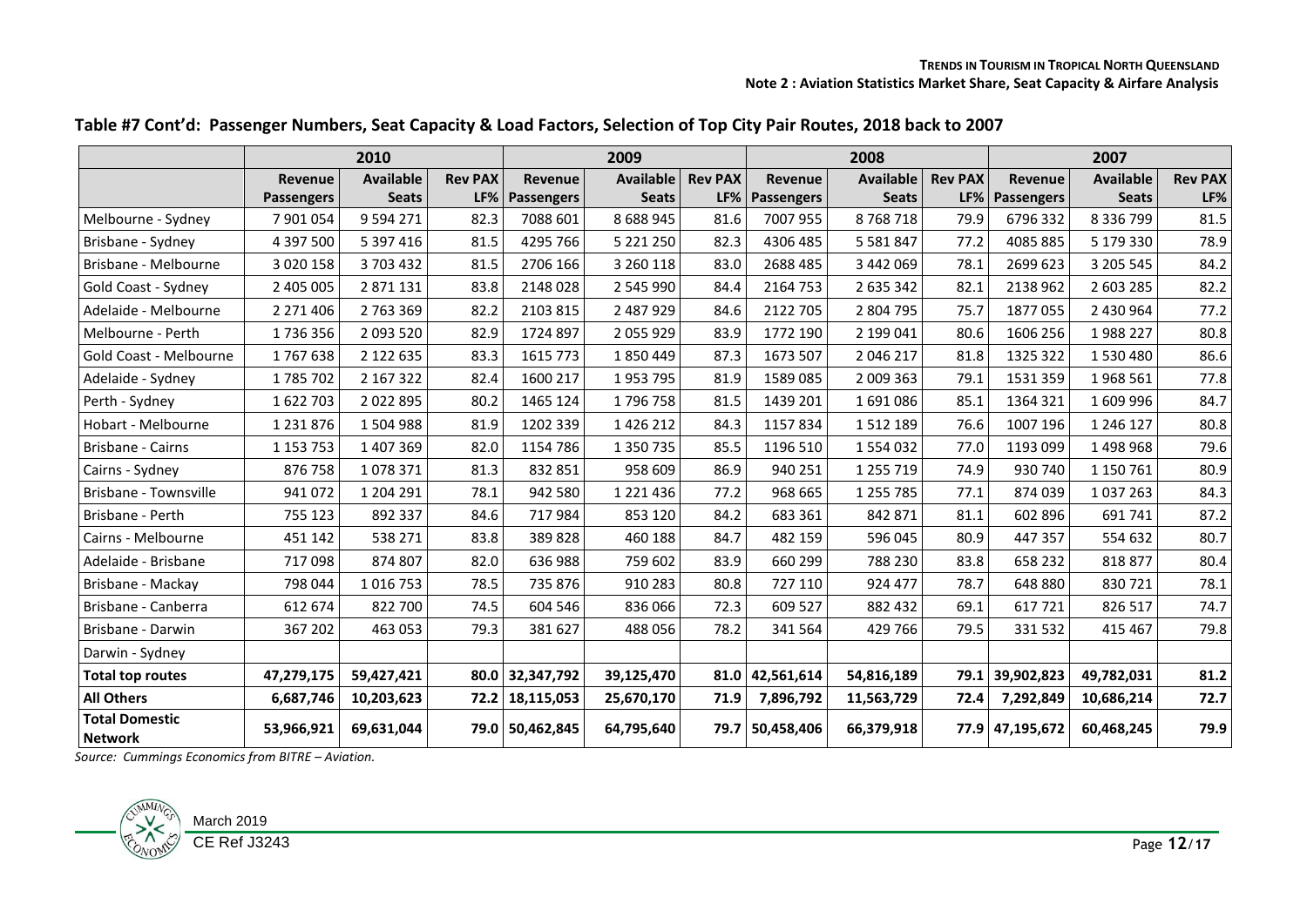## Table #7 Cont'd: Passenger Numbers, Seat Capacity & Load Factors, Selection of Top City Pair Routes, 2018 back to 2007

| | 2010 | | | 2009 | | | 2008 | | | 2007 | | |
|---|---|---|---|---|---|---|---|---|---|---|---|---|
| | **Revenue Passengers** | **Available Seats** | **Rev PAX LF%** | **Revenue Passengers** | **Available Seats** | **Rev PAX LF%** | **Revenue Passengers** | **Available Seats** | **Rev PAX LF%** | **Revenue Passengers** | **Available Seats** | **Rev PAX LF%** |
| Melbourne - Sydney | 7 901 054 | 9 594 271 | 82.3 | 7088 601 | 8 688 945 | 81.6 | 7007 955 | 8 768 718 | 79.9 | 6796 332 | 8 336 799 | 81.5 |
| Brisbane - Sydney | 4 397 500 | 5 397 416 | 81.5 | 4295 766 | 5 221 250 | 82.3 | 4306 485 | 5 581 847 | 77.2 | 4085 885 | 5 179 330 | 78.9 |
| Brisbane - Melbourne | 3 020 158 | 3 703 432 | 81.5 | 2706 166 | 3 260 118 | 83.0 | 2688 485 | 3 442 069 | 78.1 | 2699 623 | 3 205 545 | 84.2 |
| Gold Coast - Sydney | 2 405 005 | 2 871 131 | 83.8 | 2148 028 | 2 545 990 | 84.4 | 2164 753 | 2 635 342 | 82.1 | 2138 962 | 2 603 285 | 82.2 |
| Adelaide - Melbourne | 2 271 406 | 2 763 369 | 82.2 | 2103 815 | 2 487 929 | 84.6 | 2122 705 | 2 804 795 | 75.7 | 1877 055 | 2 430 964 | 77.2 |
| Melbourne - Perth | 1 736 356 | 2 093 520 | 82.9 | 1724 897 | 2 055 929 | 83.9 | 1772 190 | 2 199 041 | 80.6 | 1606 256 | 1 988 227 | 80.8 |
| Gold Coast - Melbourne | 1 767 638 | 2 122 635 | 83.3 | 1615 773 | 1 850 449 | 87.3 | 1673 507 | 2 046 217 | 81.8 | 1325 322 | 1 530 480 | 86.6 |
| Adelaide - Sydney | 1 785 702 | 2 167 322 | 82.4 | 1600 217 | 1 953 795 | 81.9 | 1589 085 | 2 009 363 | 79.1 | 1531 359 | 1 968 561 | 77.8 |
| Perth - Sydney | 1 622 703 | 2 022 895 | 80.2 | 1465 124 | 1 796 758 | 81.5 | 1439 201 | 1 691 086 | 85.1 | 1364 321 | 1 609 996 | 84.7 |
| Hobart - Melbourne | 1 231 876 | 1 504 988 | 81.9 | 1202 339 | 1 426 212 | 84.3 | 1157 834 | 1 512 189 | 76.6 | 1007 196 | 1 246 127 | 80.8 |
| Brisbane - Cairns | 1 153 753 | 1 407 369 | 82.0 | 1154 786 | 1 350 735 | 85.5 | 1196 510 | 1 554 032 | 77.0 | 1193 099 | 1 498 968 | 79.6 |
| Cairns - Sydney | 876 758 | 1 078 371 | 81.3 | 832 851 | 958 609 | 86.9 | 940 251 | 1 255 719 | 74.9 | 930 740 | 1 150 761 | 80.9 |
| Brisbane - Townsville | 941 072 | 1 204 291 | 78.1 | 942 580 | 1 221 436 | 77.2 | 968 665 | 1 255 785 | 77.1 | 874 039 | 1 037 263 | 84.3 |
| Brisbane - Perth | 755 123 | 892 337 | 84.6 | 717 984 | 853 120 | 84.2 | 683 361 | 842 871 | 81.1 | 602 896 | 691 741 | 87.2 |
| Cairns - Melbourne | 451 142 | 538 271 | 83.8 | 389 828 | 460 188 | 84.7 | 482 159 | 596 045 | 80.9 | 447 357 | 554 632 | 80.7 |
| Adelaide - Brisbane | 717 098 | 874 807 | 82.0 | 636 988 | 759 602 | 83.9 | 660 299 | 788 230 | 83.8 | 658 232 | 818 877 | 80.4 |
| Brisbane - Mackay | 798 044 | 1 016 753 | 78.5 | 735 876 | 910 283 | 80.8 | 727 110 | 924 477 | 78.7 | 648 880 | 830 721 | 78.1 |
| Brisbane - Canberra | 612 674 | 822 700 | 74.5 | 604 546 | 836 066 | 72.3 | 609 527 | 882 432 | 69.1 | 617 721 | 826 517 | 74.7 |
| Brisbane - Darwin | 367 202 | 463 053 | 79.3 | 381 627 | 488 056 | 78.2 | 341 564 | 429 766 | 79.5 | 331 532 | 415 467 | 79.8 |
| Darwin - Sydney | | | | | | | | | | | | |
| **Total top routes** | **47,279,175** | **59,427,421** | **80.0** | **32,347,792** | **39,125,470** | **81.0** | **42,561,614** | **54,816,189** | **79.1** | **39,902,823** | **49,782,031** | **81.2** |
| **All Others** | **6,687,746** | **10,203,623** | **72.2** | **18,115,053** | **25,670,170** | **71.9** | **7,896,792** | **11,563,729** | **72.4** | **7,292,849** | **10,686,214** | **72.7** |
| **Total Domestic Network** | **53,966,921** | **69,631,044** | **79.0** | **50,462,845** | **64,795,640** | **79.7** | **50,458,406** | **66,379,918** | **77.9** | **47,195,672** | **60,468,245** | **79.9** |

*Source: Cummings Economics from BITRE – Aviation.*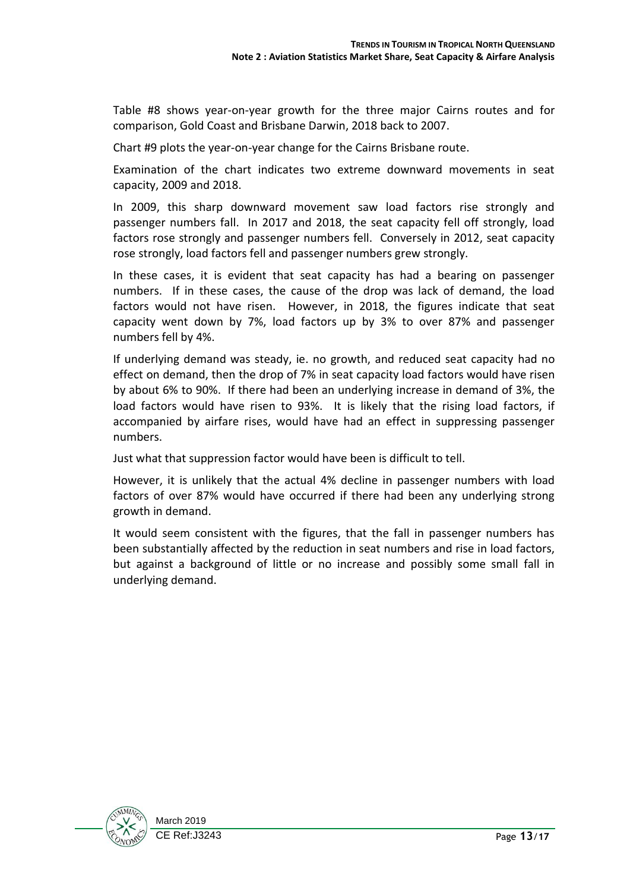Table #8 shows year-on-year growth for the three major Cairns routes and for comparison, Gold Coast and Brisbane Darwin, 2018 back to 2007.

Chart #9 plots the year-on-year change for the Cairns Brisbane route.

Examination of the chart indicates two extreme downward movements in seat capacity, 2009 and 2018.

In 2009, this sharp downward movement saw load factors rise strongly and passenger numbers fall. In 2017 and 2018, the seat capacity fell off strongly, load factors rose strongly and passenger numbers fell. Conversely in 2012, seat capacity rose strongly, load factors fell and passenger numbers grew strongly.

In these cases, it is evident that seat capacity has had a bearing on passenger numbers. If in these cases, the cause of the drop was lack of demand, the load factors would not have risen. However, in 2018, the figures indicate that seat capacity went down by 7%, load factors up by 3% to over 87% and passenger numbers fell by 4%.

If underlying demand was steady, ie. no growth, and reduced seat capacity had no effect on demand, then the drop of 7% in seat capacity load factors would have risen by about 6% to 90%. If there had been an underlying increase in demand of 3%, the load factors would have risen to 93%. It is likely that the rising load factors, if accompanied by airfare rises, would have had an effect in suppressing passenger numbers.

Just what that suppression factor would have been is difficult to tell.

However, it is unlikely that the actual 4% decline in passenger numbers with load factors of over 87% would have occurred if there had been any underlying strong growth in demand.

It would seem consistent with the figures, that the fall in passenger numbers has been substantially affected by the reduction in seat numbers and rise in load factors, but against a background of little or no increase and possibly some small fall in underlying demand.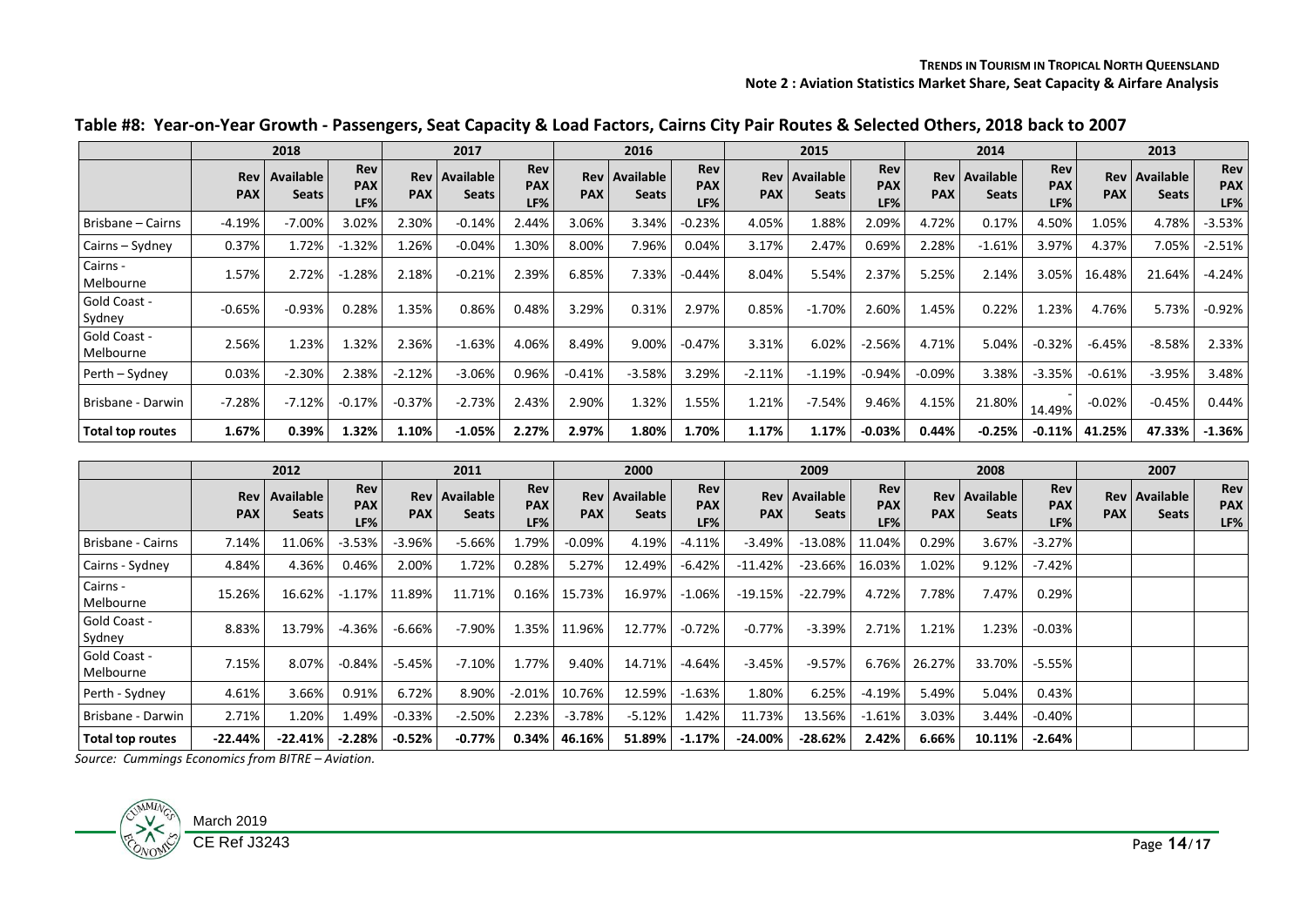## Table #8: Year-on-Year Growth - Passengers, Seat Capacity & Load Factors, Cairns City Pair Routes & Selected Others, 2018 back to 2007

| | 2018 | | | 2017 | | | 2016 | | | 2015 | | | 2014 | | | 2013 | | |
|---|---|---|---|---|---|---|---|---|---|---|---|---|---|---|---|---|---|---|
| | Rev PAX | Available Seats | Rev PAX LF% | Rev PAX | Available Seats | Rev PAX LF% | Rev PAX | Available Seats | Rev PAX LF% | Rev PAX | Available Seats | Rev PAX LF% | Rev PAX | Available Seats | Rev PAX LF% | Rev PAX | Available Seats | Rev PAX LF% |
| Brisbane – Cairns | -4.19% | -7.00% | 3.02% | 2.30% | -0.14% | 2.44% | 3.06% | 3.34% | -0.23% | 4.05% | 1.88% | 2.09% | 4.72% | 0.17% | 4.50% | 1.05% | 4.78% | -3.53% |
| Cairns – Sydney | 0.37% | 1.72% | -1.32% | 1.26% | -0.04% | 1.30% | 8.00% | 7.96% | 0.04% | 3.17% | 2.47% | 0.69% | 2.28% | -1.61% | 3.97% | 4.37% | 7.05% | -2.51% |
| Cairns - Melbourne | 1.57% | 2.72% | -1.28% | 2.18% | -0.21% | 2.39% | 6.85% | 7.33% | -0.44% | 8.04% | 5.54% | 2.37% | 5.25% | 2.14% | 3.05% | 16.48% | 21.64% | -4.24% |
| Gold Coast - Sydney | -0.65% | -0.93% | 0.28% | 1.35% | 0.86% | 0.48% | 3.29% | 0.31% | 2.97% | 0.85% | -1.70% | 2.60% | 1.45% | 0.22% | 1.23% | 4.76% | 5.73% | -0.92% |
| Gold Coast - Melbourne | 2.56% | 1.23% | 1.32% | 2.36% | -1.63% | 4.06% | 8.49% | 9.00% | -0.47% | 3.31% | 6.02% | -2.56% | 4.71% | 5.04% | -0.32% | -6.45% | -8.58% | 2.33% |
| Perth – Sydney | 0.03% | -2.30% | 2.38% | -2.12% | -3.06% | 0.96% | -0.41% | -3.58% | 3.29% | -2.11% | -1.19% | -0.94% | -0.09% | 3.38% | -3.35% | -0.61% | -3.95% | 3.48% |
| Brisbane - Darwin | -7.28% | -7.12% | -0.17% | -0.37% | -2.73% | 2.43% | 2.90% | 1.32% | 1.55% | 1.21% | -7.54% | 9.46% | 4.15% | 21.80% | -14.49% | -0.02% | -0.45% | 0.44% |
| **Total top routes** | **1.67%** | **0.39%** | **1.32%** | **1.10%** | **-1.05%** | **2.27%** | **2.97%** | **1.80%** | **1.70%** | **1.17%** | **1.17%** | **-0.03%** | **0.44%** | **-0.25%** | **-0.11%** | **41.25%** | **47.33%** | **-1.36%** |

| | 2012 | | | 2011 | | | 2000 | | | 2009 | | | 2008 | | | 2007 | | |
|---|---|---|---|---|---|---|---|---|---|---|---|---|---|---|---|---|---|---|
| | Rev PAX | Available Seats | Rev PAX LF% | Rev PAX | Available Seats | Rev PAX LF% | Rev PAX | Available Seats | Rev PAX LF% | Rev PAX | Available Seats | Rev PAX LF% | Rev PAX | Available Seats | Rev PAX LF% | Rev PAX | Available Seats | Rev PAX LF% |
| Brisbane - Cairns | 7.14% | 11.06% | -3.53% | -3.96% | -5.66% | 1.79% | -0.09% | 4.19% | -4.11% | -3.49% | -13.08% | 11.04% | 0.29% | 3.67% | -3.27% | | | |
| Cairns - Sydney | 4.84% | 4.36% | 0.46% | 2.00% | 1.72% | 0.28% | 5.27% | 12.49% | -6.42% | -11.42% | -23.66% | 16.03% | 1.02% | 9.12% | -7.42% | | | |
| Cairns - Melbourne | 15.26% | 16.62% | -1.17% | 11.89% | 11.71% | 0.16% | 15.73% | 16.97% | -1.06% | -19.15% | -22.79% | 4.72% | 7.78% | 7.47% | 0.29% | | | |
| Gold Coast - Sydney | 8.83% | 13.79% | -4.36% | -6.66% | -7.90% | 1.35% | 11.96% | 12.77% | -0.72% | -0.77% | -3.39% | 2.71% | 1.21% | 1.23% | -0.03% | | | |
| Gold Coast - Melbourne | 7.15% | 8.07% | -0.84% | -5.45% | -7.10% | 1.77% | 9.40% | 14.71% | -4.64% | -3.45% | -9.57% | 6.76% | 26.27% | 33.70% | -5.55% | | | |
| Perth - Sydney | 4.61% | 3.66% | 0.91% | 6.72% | 8.90% | -2.01% | 10.76% | 12.59% | -1.63% | 1.80% | 6.25% | -4.19% | 5.49% | 5.04% | 0.43% | | | |
| Brisbane - Darwin | 2.71% | 1.20% | 1.49% | -0.33% | -2.50% | 2.23% | -3.78% | -5.12% | 1.42% | 11.73% | 13.56% | -1.61% | 3.03% | 3.44% | -0.40% | | | |
| **Total top routes** | **-22.44%** | **-22.41%** | **-2.28%** | **-0.52%** | **-0.77%** | **0.34%** | **46.16%** | **51.89%** | **-1.17%** | **-24.00%** | **-28.62%** | **2.42%** | **6.66%** | **10.11%** | **-2.64%** | | | |

*Source: Cummings Economics from BITRE – Aviation.*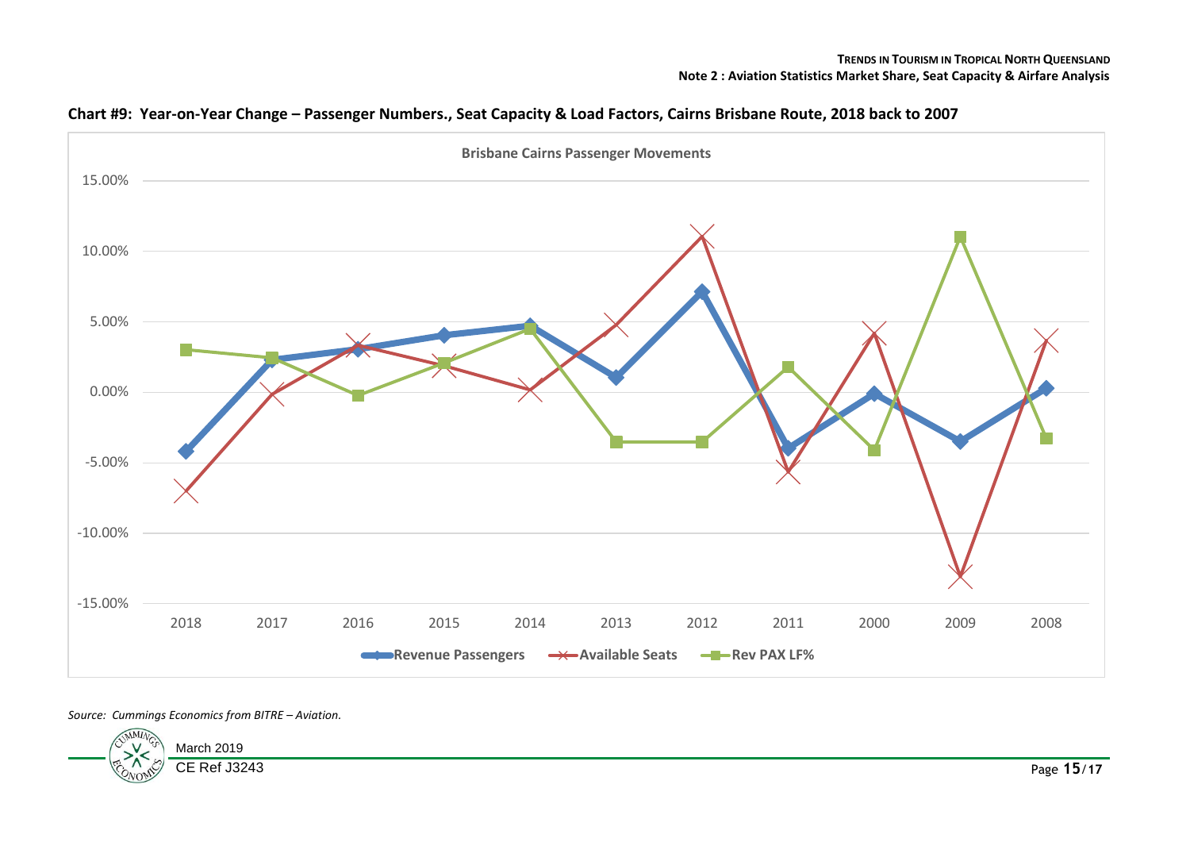**Chart #9: Year-on-Year Change – Passenger Numbers., Seat Capacity & Load Factors, Cairns Brisbane Route, 2018 back to 2007**

*Source: Cummings Economics from BITRE – Aviation.*

March 2019
CE Ref J3243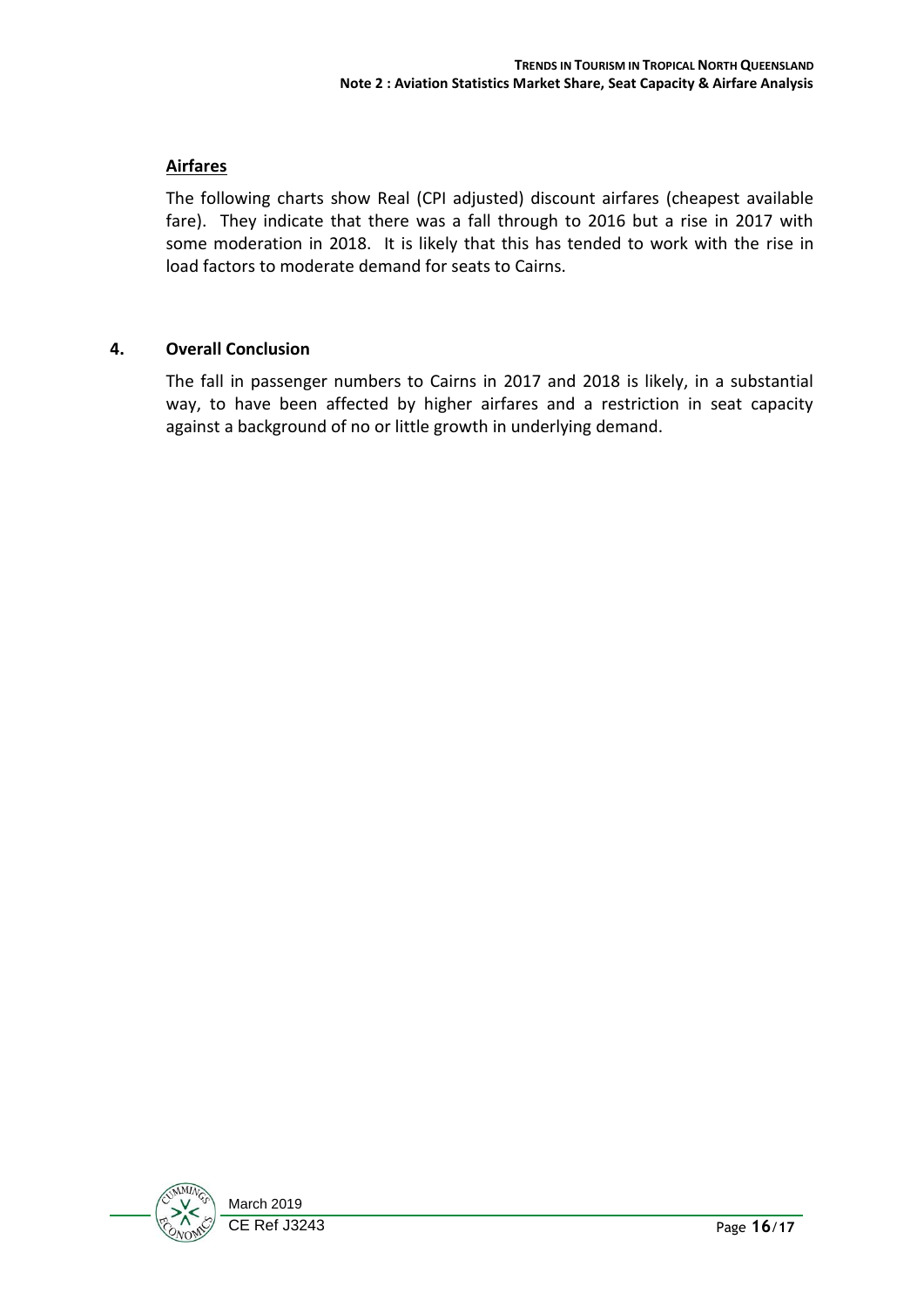### Airfares

The following charts show Real (CPI adjusted) discount airfares (cheapest available fare). They indicate that there was a fall through to 2016 but a rise in 2017 with some moderation in 2018. It is likely that this has tended to work with the rise in load factors to moderate demand for seats to Cairns.

## 4. Overall Conclusion

The fall in passenger numbers to Cairns in 2017 and 2018 is likely, in a substantial way, to have been affected by higher airfares and a restriction in seat capacity against a background of no or little growth in underlying demand.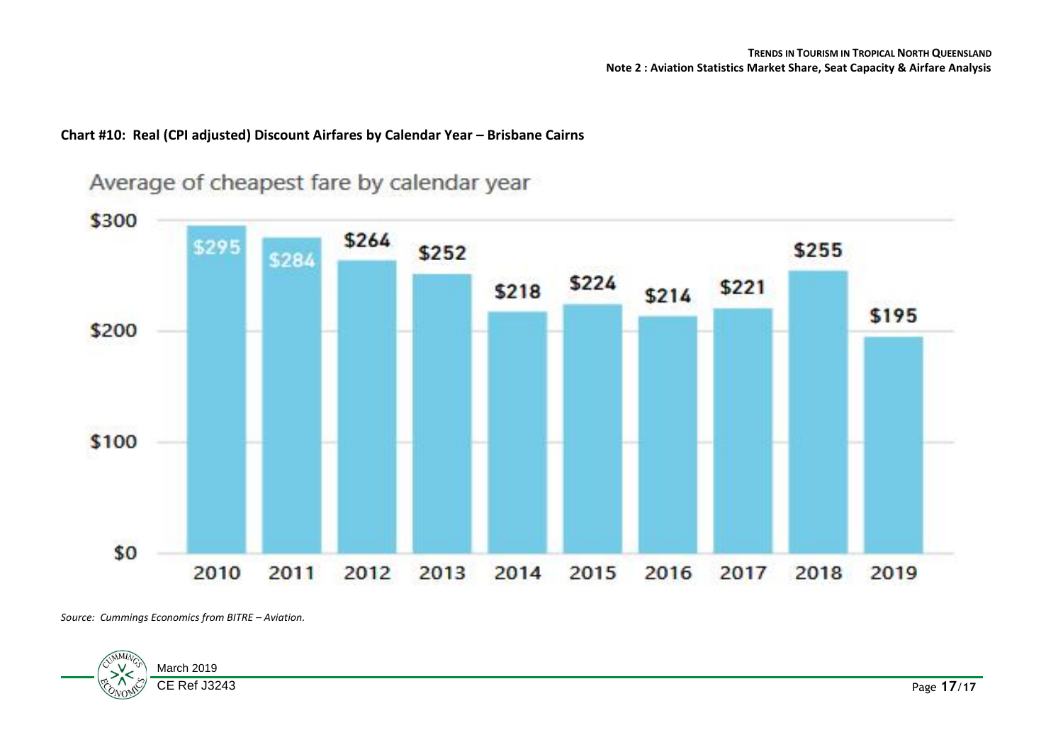**Chart #10: Real (CPI adjusted) Discount Airfares by Calendar Year – Brisbane Cairns**

Average of cheapest fare by calendar year

$300
$200
$100
$0

$295 $284 $264 $252 $218 $224 $214 $221 $255 $195

2010 2011 2012 2013 2014 2015 2016 2017 2018 2019

*Source: Cummings Economics from BITRE – Aviation.*